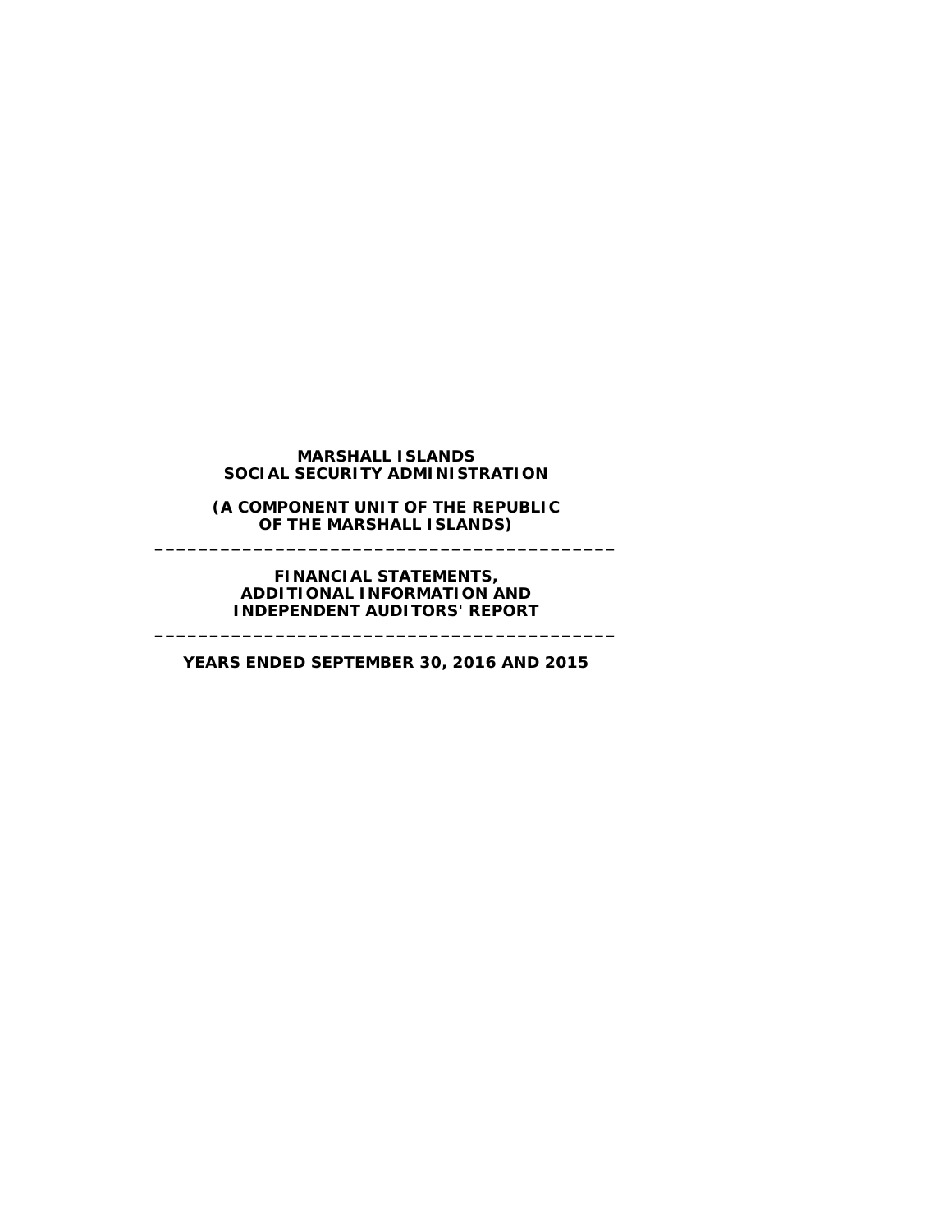# MARSHALL ISLANDS SOCIAL SECURITY ADMINISTRATION

**(A COMPONENT UNIT OF THE REPUBLIC OF THE MARSHALL ISLANDS)**

---

## FINANCIAL STATEMENTS, ADDITIONAL INFORMATION AND INDEPENDENT AUDITORS' REPORT

---

**YEARS ENDED SEPTEMBER 30, 2016 AND 2015**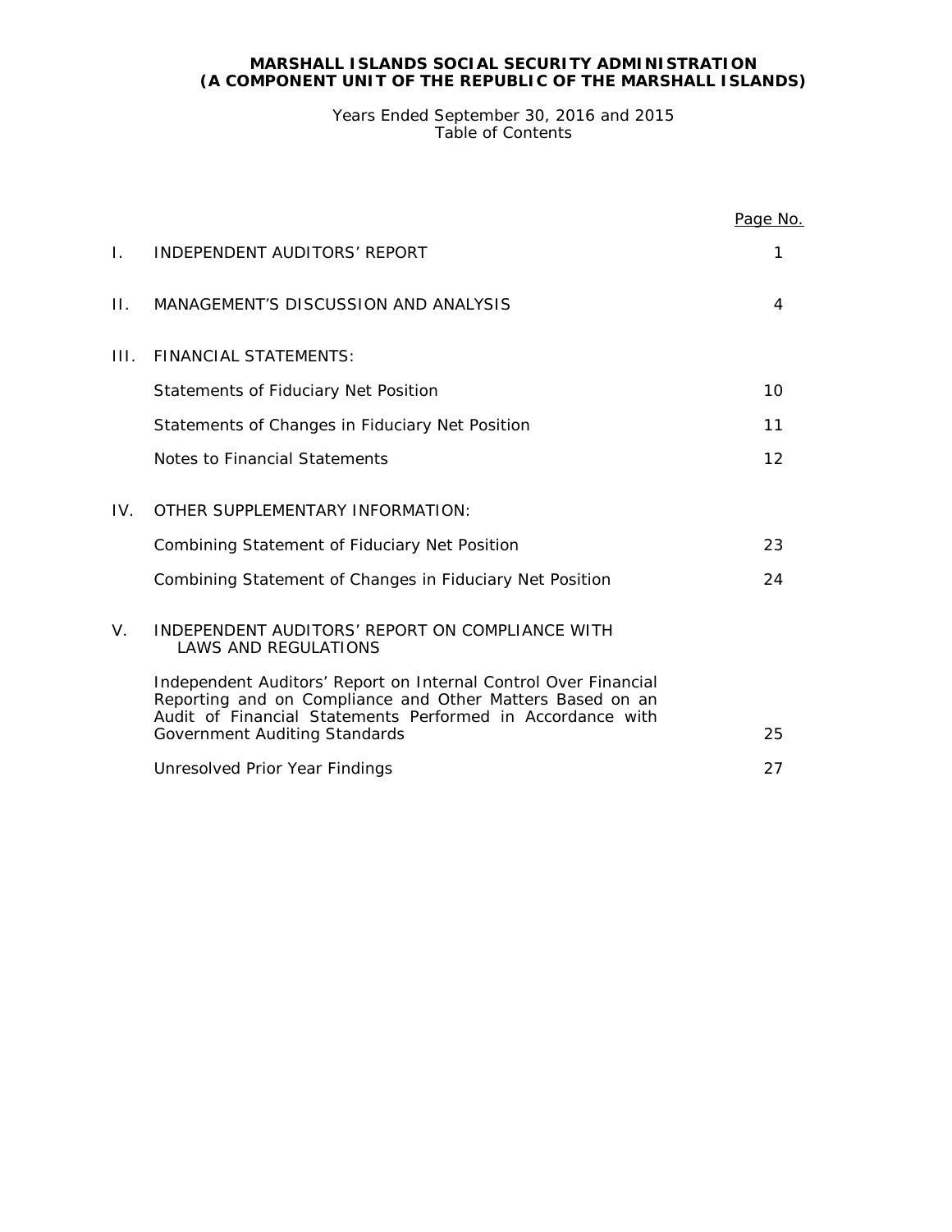# MARSHALL ISLANDS SOCIAL SECURITY ADMINISTRATION
# (A COMPONENT UNIT OF THE REPUBLIC OF THE MARSHALL ISLANDS)

Years Ended September 30, 2016 and 2015
Table of Contents

| | | Page No. |
|---|---|---|
| I. | INDEPENDENT AUDITORS' REPORT | 1 |
| II. | MANAGEMENT'S DISCUSSION AND ANALYSIS | 4 |
| III. | FINANCIAL STATEMENTS: | |
| | Statements of Fiduciary Net Position | 10 |
| | Statements of Changes in Fiduciary Net Position | 11 |
| | Notes to Financial Statements | 12 |
| IV. | OTHER SUPPLEMENTARY INFORMATION: | |
| | Combining Statement of Fiduciary Net Position | 23 |
| | Combining Statement of Changes in Fiduciary Net Position | 24 |
| V. | INDEPENDENT AUDITORS' REPORT ON COMPLIANCE WITH LAWS AND REGULATIONS | |
| | Independent Auditors' Report on Internal Control Over Financial Reporting and on Compliance and Other Matters Based on an Audit of Financial Statements Performed in Accordance with Government Auditing Standards | 25 |
| | Unresolved Prior Year Findings | 27 |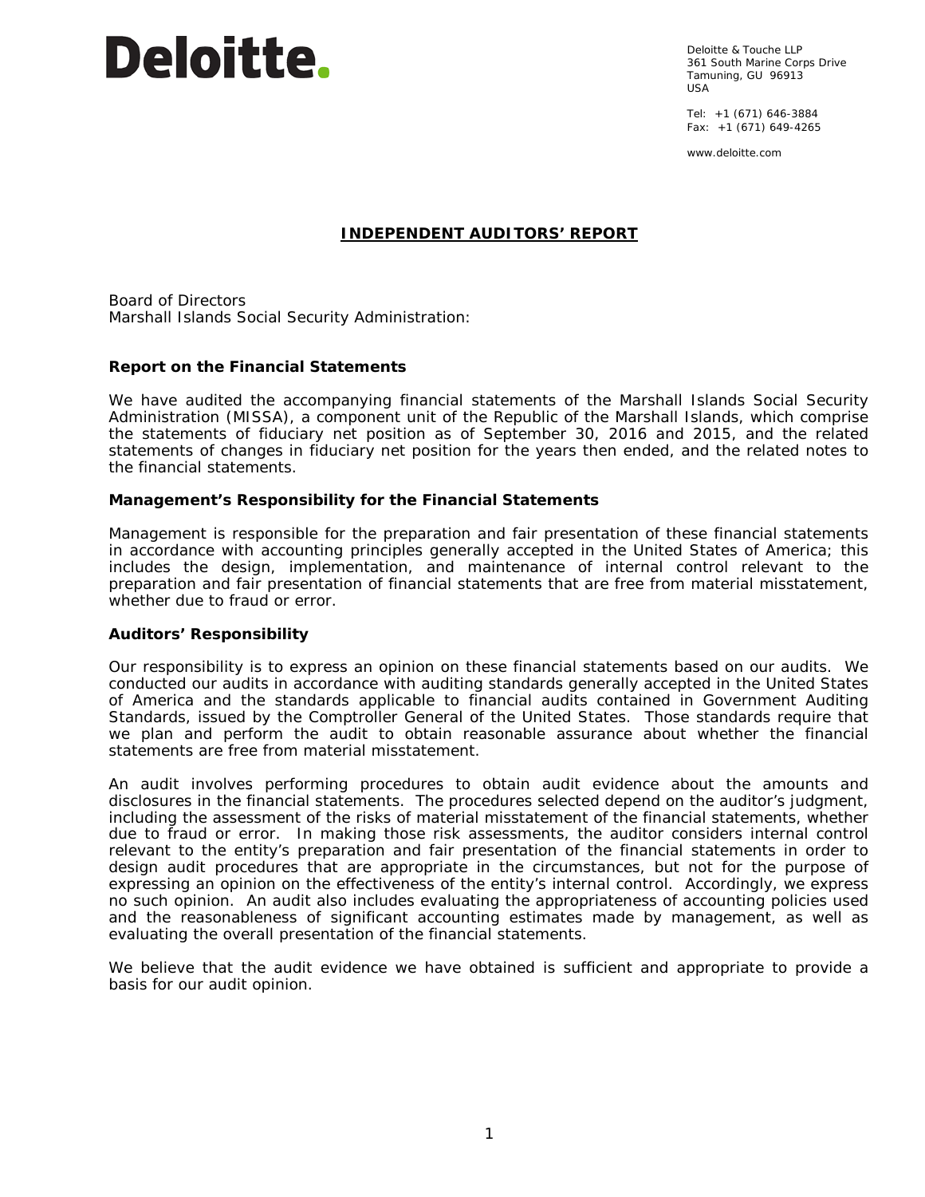Deloitte.

Deloitte & Touche LLP
361 South Marine Corps Drive
Tamuning, GU 96913
USA

Tel: +1 (671) 646-3884
Fax: +1 (671) 649-4265

www.deloitte.com

## INDEPENDENT AUDITORS' REPORT

Board of Directors
Marshall Islands Social Security Administration:

### Report on the Financial Statements

We have audited the accompanying financial statements of the Marshall Islands Social Security Administration (MISSA), a component unit of the Republic of the Marshall Islands, which comprise the statements of fiduciary net position as of September 30, 2016 and 2015, and the related statements of changes in fiduciary net position for the years then ended, and the related notes to the financial statements.

### Management's Responsibility for the Financial Statements

Management is responsible for the preparation and fair presentation of these financial statements in accordance with accounting principles generally accepted in the United States of America; this includes the design, implementation, and maintenance of internal control relevant to the preparation and fair presentation of financial statements that are free from material misstatement, whether due to fraud or error.

### Auditors' Responsibility

Our responsibility is to express an opinion on these financial statements based on our audits. We conducted our audits in accordance with auditing standards generally accepted in the United States of America and the standards applicable to financial audits contained in Government Auditing Standards, issued by the Comptroller General of the United States. Those standards require that we plan and perform the audit to obtain reasonable assurance about whether the financial statements are free from material misstatement.

An audit involves performing procedures to obtain audit evidence about the amounts and disclosures in the financial statements. The procedures selected depend on the auditor's judgment, including the assessment of the risks of material misstatement of the financial statements, whether due to fraud or error. In making those risk assessments, the auditor considers internal control relevant to the entity's preparation and fair presentation of the financial statements in order to design audit procedures that are appropriate in the circumstances, but not for the purpose of expressing an opinion on the effectiveness of the entity's internal control. Accordingly, we express no such opinion. An audit also includes evaluating the appropriateness of accounting policies used and the reasonableness of significant accounting estimates made by management, as well as evaluating the overall presentation of the financial statements.

We believe that the audit evidence we have obtained is sufficient and appropriate to provide a basis for our audit opinion.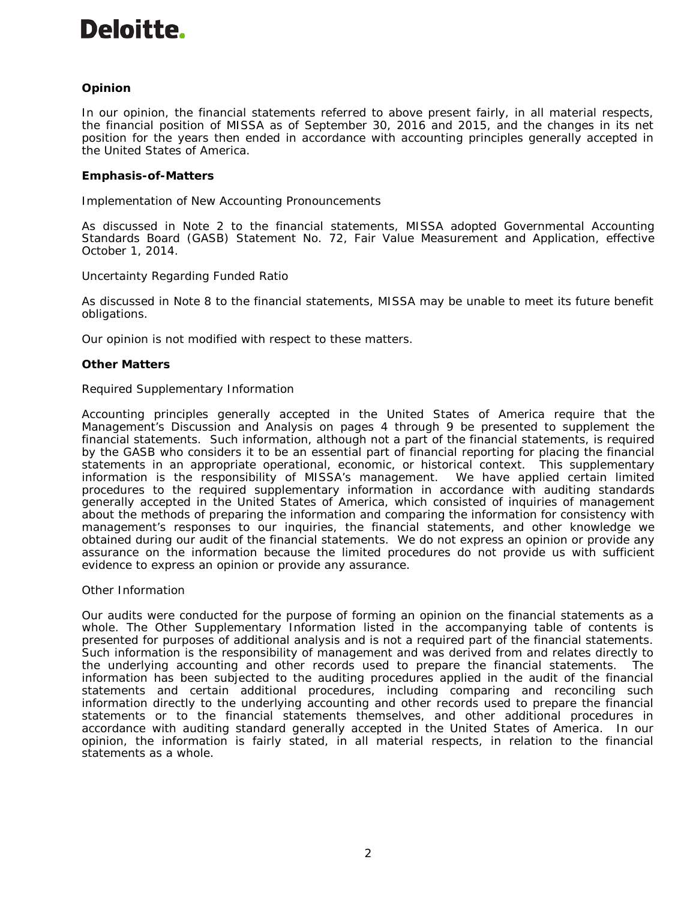**Deloitte.**

### Opinion

In our opinion, the financial statements referred to above present fairly, in all material respects, the financial position of MISSA as of September 30, 2016 and 2015, and the changes in its net position for the years then ended in accordance with accounting principles generally accepted in the United States of America.

### Emphasis-of-Matters

Implementation of New Accounting Pronouncements

As discussed in Note 2 to the financial statements, MISSA adopted Governmental Accounting Standards Board (GASB) Statement No. 72, Fair Value Measurement and Application, effective October 1, 2014.

Uncertainty Regarding Funded Ratio

As discussed in Note 8 to the financial statements, MISSA may be unable to meet its future benefit obligations.

Our opinion is not modified with respect to these matters.

### Other Matters

Required Supplementary Information

Accounting principles generally accepted in the United States of America require that the Management's Discussion and Analysis on pages 4 through 9 be presented to supplement the financial statements. Such information, although not a part of the financial statements, is required by the GASB who considers it to be an essential part of financial reporting for placing the financial statements in an appropriate operational, economic, or historical context. This supplementary information is the responsibility of MISSA's management. We have applied certain limited procedures to the required supplementary information in accordance with auditing standards generally accepted in the United States of America, which consisted of inquiries of management about the methods of preparing the information and comparing the information for consistency with management's responses to our inquiries, the financial statements, and other knowledge we obtained during our audit of the financial statements. We do not express an opinion or provide any assurance on the information because the limited procedures do not provide us with sufficient evidence to express an opinion or provide any assurance.

Other Information

Our audits were conducted for the purpose of forming an opinion on the financial statements as a whole. The Other Supplementary Information listed in the accompanying table of contents is presented for purposes of additional analysis and is not a required part of the financial statements. Such information is the responsibility of management and was derived from and relates directly to the underlying accounting and other records used to prepare the financial statements. The information has been subjected to the auditing procedures applied in the audit of the financial statements and certain additional procedures, including comparing and reconciling such information directly to the underlying accounting and other records used to prepare the financial statements or to the financial statements themselves, and other additional procedures in accordance with auditing standard generally accepted in the United States of America. In our opinion, the information is fairly stated, in all material respects, in relation to the financial statements as a whole.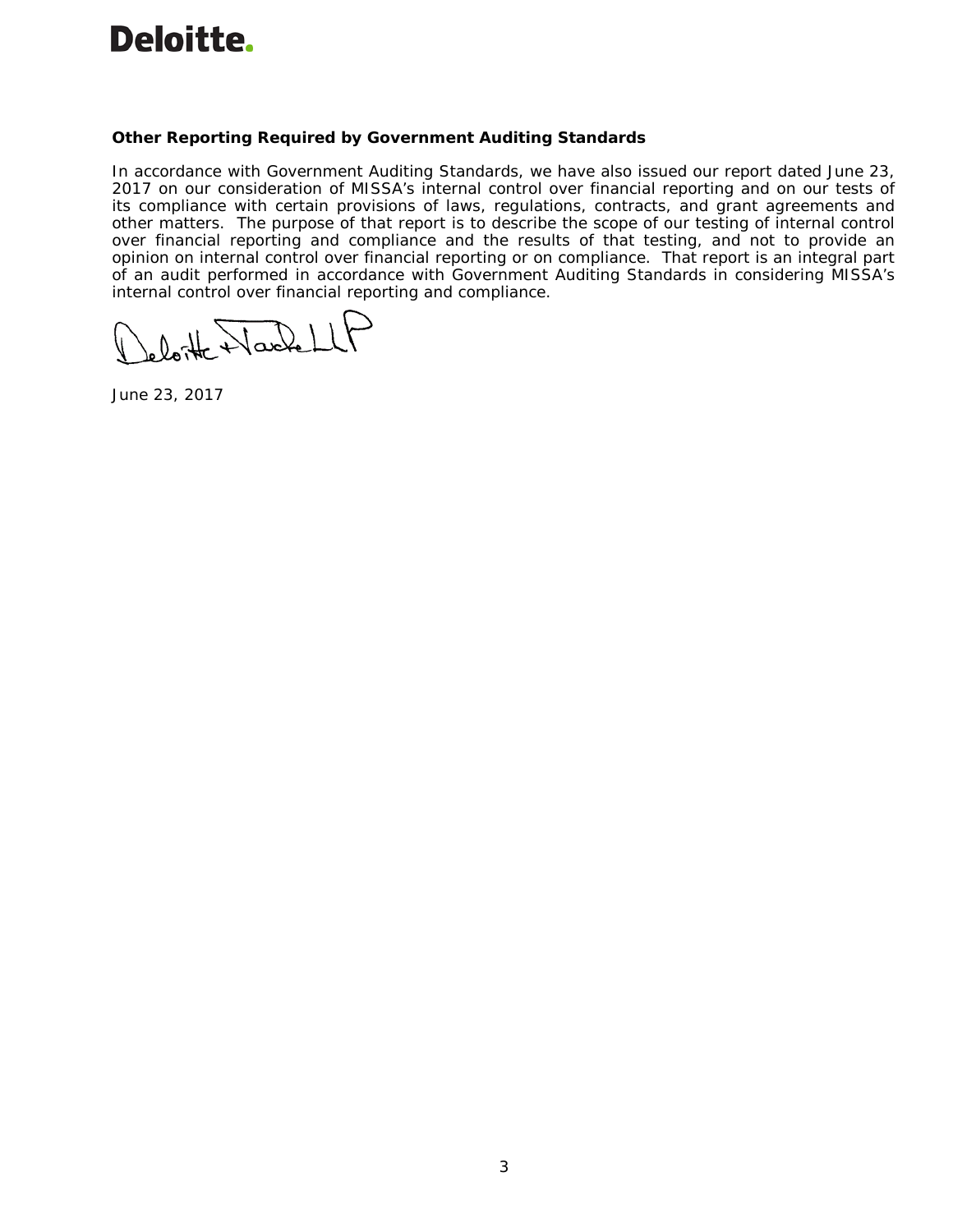Deloitte.

**Other Reporting Required by Government Auditing Standards**

In accordance with Government Auditing Standards, we have also issued our report dated June 23, 2017 on our consideration of MISSA's internal control over financial reporting and on our tests of its compliance with certain provisions of laws, regulations, contracts, and grant agreements and other matters. The purpose of that report is to describe the scope of our testing of internal control over financial reporting and compliance and the results of that testing, and not to provide an opinion on internal control over financial reporting or on compliance. That report is an integral part of an audit performed in accordance with Government Auditing Standards in considering MISSA's internal control over financial reporting and compliance.

Deloitte & Touche LLP

June 23, 2017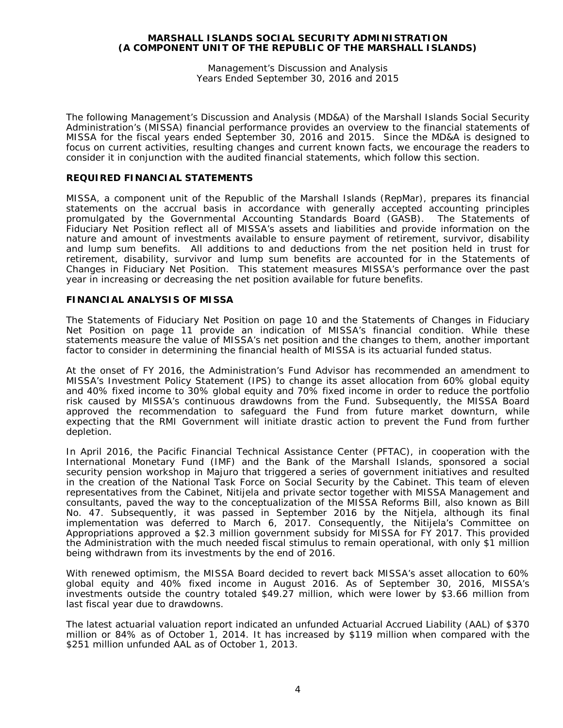MARSHALL ISLANDS SOCIAL SECURITY ADMINISTRATION
(A COMPONENT UNIT OF THE REPUBLIC OF THE MARSHALL ISLANDS)

Management's Discussion and Analysis
Years Ended September 30, 2016 and 2015

The following Management's Discussion and Analysis (MD&A) of the Marshall Islands Social Security Administration's (MISSA) financial performance provides an overview to the financial statements of MISSA for the fiscal years ended September 30, 2016 and 2015. Since the MD&A is designed to focus on current activities, resulting changes and current known facts, we encourage the readers to consider it in conjunction with the audited financial statements, which follow this section.

## REQUIRED FINANCIAL STATEMENTS

MISSA, a component unit of the Republic of the Marshall Islands (RepMar), prepares its financial statements on the accrual basis in accordance with generally accepted accounting principles promulgated by the Governmental Accounting Standards Board (GASB). The Statements of Fiduciary Net Position reflect all of MISSA's assets and liabilities and provide information on the nature and amount of investments available to ensure payment of retirement, survivor, disability and lump sum benefits. All additions to and deductions from the net position held in trust for retirement, disability, survivor and lump sum benefits are accounted for in the Statements of Changes in Fiduciary Net Position. This statement measures MISSA's performance over the past year in increasing or decreasing the net position available for future benefits.

## FINANCIAL ANALYSIS OF MISSA

The Statements of Fiduciary Net Position on page 10 and the Statements of Changes in Fiduciary Net Position on page 11 provide an indication of MISSA's financial condition. While these statements measure the value of MISSA's net position and the changes to them, another important factor to consider in determining the financial health of MISSA is its actuarial funded status.

At the onset of FY 2016, the Administration's Fund Advisor has recommended an amendment to MISSA's Investment Policy Statement (IPS) to change its asset allocation from 60% global equity and 40% fixed income to 30% global equity and 70% fixed income in order to reduce the portfolio risk caused by MISSA's continuous drawdowns from the Fund. Subsequently, the MISSA Board approved the recommendation to safeguard the Fund from future market downturn, while expecting that the RMI Government will initiate drastic action to prevent the Fund from further depletion.

In April 2016, the Pacific Financial Technical Assistance Center (PFTAC), in cooperation with the International Monetary Fund (IMF) and the Bank of the Marshall Islands, sponsored a social security pension workshop in Majuro that triggered a series of government initiatives and resulted in the creation of the National Task Force on Social Security by the Cabinet. This team of eleven representatives from the Cabinet, Nitijela and private sector together with MISSA Management and consultants, paved the way to the conceptualization of the MISSA Reforms Bill, also known as Bill No. 47. Subsequently, it was passed in September 2016 by the Nitjela, although its final implementation was deferred to March 6, 2017. Consequently, the Nitijela's Committee on Appropriations approved a $2.3 million government subsidy for MISSA for FY 2017. This provided the Administration with the much needed fiscal stimulus to remain operational, with only $1 million being withdrawn from its investments by the end of 2016.

With renewed optimism, the MISSA Board decided to revert back MISSA's asset allocation to 60% global equity and 40% fixed income in August 2016. As of September 30, 2016, MISSA's investments outside the country totaled $49.27 million, which were lower by $3.66 million from last fiscal year due to drawdowns.

The latest actuarial valuation report indicated an unfunded Actuarial Accrued Liability (AAL) of $370 million or 84% as of October 1, 2014. It has increased by $119 million when compared with the $251 million unfunded AAL as of October 1, 2013.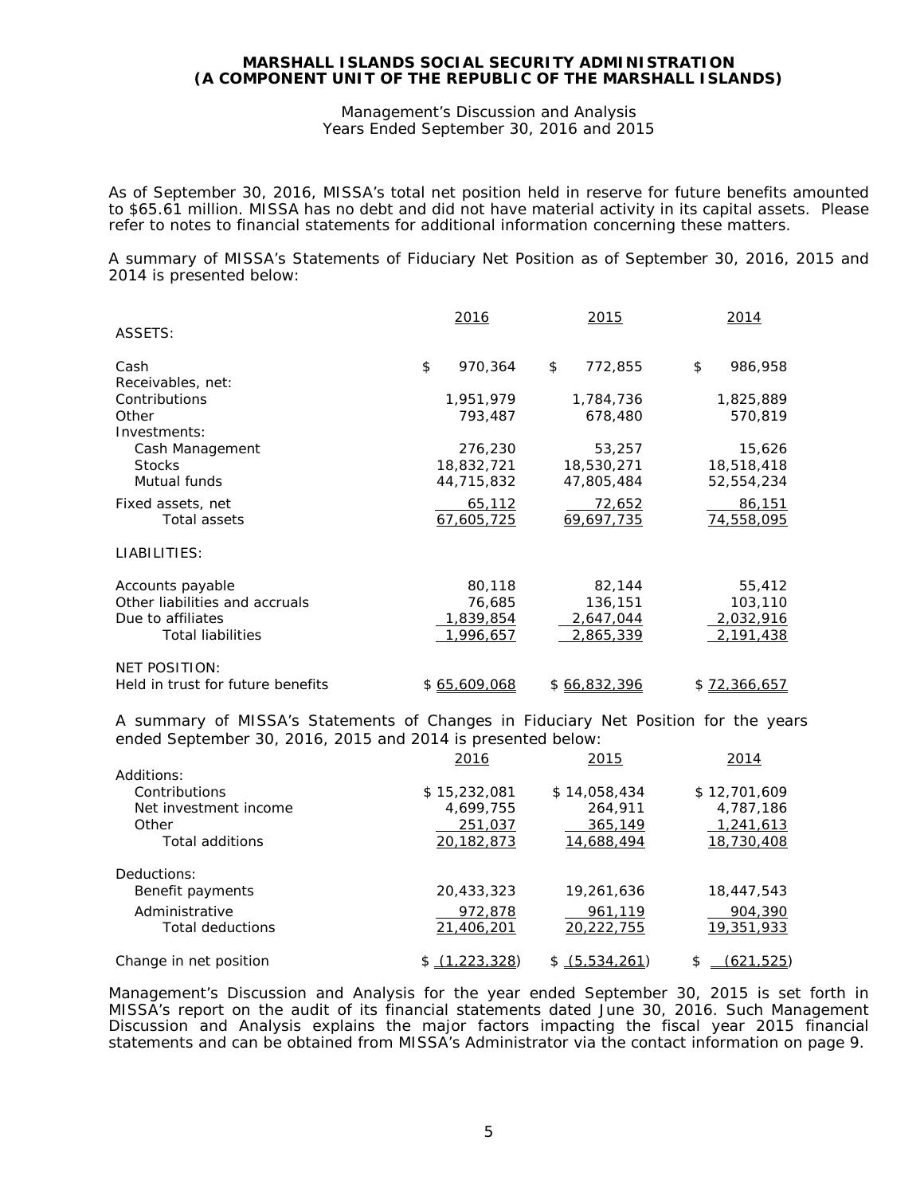**MARSHALL ISLANDS SOCIAL SECURITY ADMINISTRATION**
**(A COMPONENT UNIT OF THE REPUBLIC OF THE MARSHALL ISLANDS)**

Management's Discussion and Analysis
Years Ended September 30, 2016 and 2015

As of September 30, 2016, MISSA's total net position held in reserve for future benefits amounted to $65.61 million. MISSA has no debt and did not have material activity in its capital assets. Please refer to notes to financial statements for additional information concerning these matters.

A summary of MISSA's Statements of Fiduciary Net Position as of September 30, 2016, 2015 and 2014 is presented below:

| | 2016 | 2015 | 2014 |
|---|---|---|---|
| ASSETS: | | | |
| Cash | $ 970,364 | $ 772,855 | $ 986,958 |
| Receivables, net: | | | |
| Contributions | 1,951,979 | 1,784,736 | 1,825,889 |
| Other | 793,487 | 678,480 | 570,819 |
| Investments: | | | |
| Cash Management | 276,230 | 53,257 | 15,626 |
| Stocks | 18,832,721 | 18,530,271 | 18,518,418 |
| Mutual funds | 44,715,832 | 47,805,484 | 52,554,234 |
| Fixed assets, net | 65,112 | 72,652 | 86,151 |
| Total assets | 67,605,725 | 69,697,735 | 74,558,095 |
| LIABILITIES: | | | |
| Accounts payable | 80,118 | 82,144 | 55,412 |
| Other liabilities and accruals | 76,685 | 136,151 | 103,110 |
| Due to affiliates | 1,839,854 | 2,647,044 | 2,032,916 |
| Total liabilities | 1,996,657 | 2,865,339 | 2,191,438 |
| NET POSITION: | | | |
| Held in trust for future benefits | $ 65,609,068 | $ 66,832,396 | $ 72,366,657 |

A summary of MISSA's Statements of Changes in Fiduciary Net Position for the years ended September 30, 2016, 2015 and 2014 is presented below:

| | 2016 | 2015 | 2014 |
|---|---|---|---|
| Additions: | | | |
| Contributions | $ 15,232,081 | $ 14,058,434 | $ 12,701,609 |
| Net investment income | 4,699,755 | 264,911 | 4,787,186 |
| Other | 251,037 | 365,149 | 1,241,613 |
| Total additions | 20,182,873 | 14,688,494 | 18,730,408 |
| Deductions: | | | |
| Benefit payments | 20,433,323 | 19,261,636 | 18,447,543 |
| Administrative | 972,878 | 961,119 | 904,390 |
| Total deductions | 21,406,201 | 20,222,755 | 19,351,933 |
| Change in net position | $ (1,223,328) | $ (5,534,261) | $ (621,525) |

Management's Discussion and Analysis for the year ended September 30, 2015 is set forth in MISSA's report on the audit of its financial statements dated June 30, 2016. Such Management Discussion and Analysis explains the major factors impacting the fiscal year 2015 financial statements and can be obtained from MISSA's Administrator via the contact information on page 9.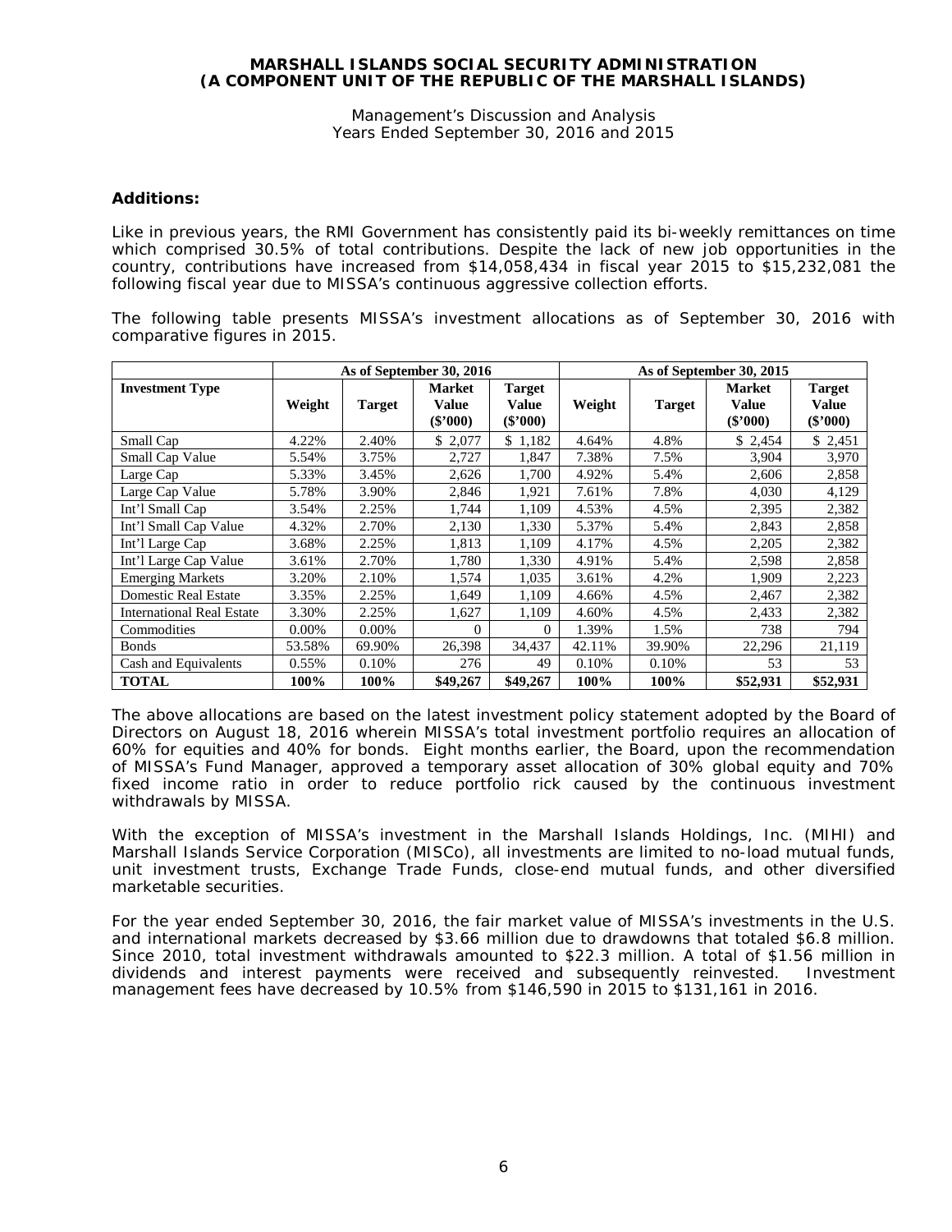### Additions:

Like in previous years, the RMI Government has consistently paid its bi-weekly remittances on time which comprised 30.5% of total contributions. Despite the lack of new job opportunities in the country, contributions have increased from $14,058,434 in fiscal year 2015 to $15,232,081 the following fiscal year due to MISSA's continuous aggressive collection efforts.

The following table presents MISSA's investment allocations as of September 30, 2016 with comparative figures in 2015.

| | As of September 30, 2016 | | | | As of September 30, 2015 | | | |
|---|---|---|---|---|---|---|---|---|
| **Investment Type** | **Weight** | **Target** | **Market Value ($'000)** | **Target Value ($'000)** | **Weight** | **Target** | **Market Value ($'000)** | **Target Value ($'000)** |
| Small Cap | 4.22% | 2.40% | $ 2,077 | $ 1,182 | 4.64% | 4.8% | $ 2,454 | $ 2,451 |
| Small Cap Value | 5.54% | 3.75% | 2,727 | 1,847 | 7.38% | 7.5% | 3,904 | 3,970 |
| Large Cap | 5.33% | 3.45% | 2,626 | 1,700 | 4.92% | 5.4% | 2,606 | 2,858 |
| Large Cap Value | 5.78% | 3.90% | 2,846 | 1,921 | 7.61% | 7.8% | 4,030 | 4,129 |
| Int'l Small Cap | 3.54% | 2.25% | 1,744 | 1,109 | 4.53% | 4.5% | 2,395 | 2,382 |
| Int'l Small Cap Value | 4.32% | 2.70% | 2,130 | 1,330 | 5.37% | 5.4% | 2,843 | 2,858 |
| Int'l Large Cap | 3.68% | 2.25% | 1,813 | 1,109 | 4.17% | 4.5% | 2,205 | 2,382 |
| Int'l Large Cap Value | 3.61% | 2.70% | 1,780 | 1,330 | 4.91% | 5.4% | 2,598 | 2,858 |
| Emerging Markets | 3.20% | 2.10% | 1,574 | 1,035 | 3.61% | 4.2% | 1,909 | 2,223 |
| Domestic Real Estate | 3.35% | 2.25% | 1,649 | 1,109 | 4.66% | 4.5% | 2,467 | 2,382 |
| International Real Estate | 3.30% | 2.25% | 1,627 | 1,109 | 4.60% | 4.5% | 2,433 | 2,382 |
| Commodities | 0.00% | 0.00% | 0 | 0 | 1.39% | 1.5% | 738 | 794 |
| Bonds | 53.58% | 69.90% | 26,398 | 34,437 | 42.11% | 39.90% | 22,296 | 21,119 |
| Cash and Equivalents | 0.55% | 0.10% | 276 | 49 | 0.10% | 0.10% | 53 | 53 |
| **TOTAL** | **100%** | **100%** | **$49,267** | **$49,267** | **100%** | **100%** | **$52,931** | **$52,931** |

The above allocations are based on the latest investment policy statement adopted by the Board of Directors on August 18, 2016 wherein MISSA's total investment portfolio requires an allocation of 60% for equities and 40% for bonds. Eight months earlier, the Board, upon the recommendation of MISSA's Fund Manager, approved a temporary asset allocation of 30% global equity and 70% fixed income ratio in order to reduce portfolio rick caused by the continuous investment withdrawals by MISSA.

With the exception of MISSA's investment in the Marshall Islands Holdings, Inc. (MIHI) and Marshall Islands Service Corporation (MISCo), all investments are limited to no-load mutual funds, unit investment trusts, Exchange Trade Funds, close-end mutual funds, and other diversified marketable securities.

For the year ended September 30, 2016, the fair market value of MISSA's investments in the U.S. and international markets decreased by $3.66 million due to drawdowns that totaled $6.8 million. Since 2010, total investment withdrawals amounted to $22.3 million. A total of $1.56 million in dividends and interest payments were received and subsequently reinvested. Investment management fees have decreased by 10.5% from $146,590 in 2015 to $131,161 in 2016.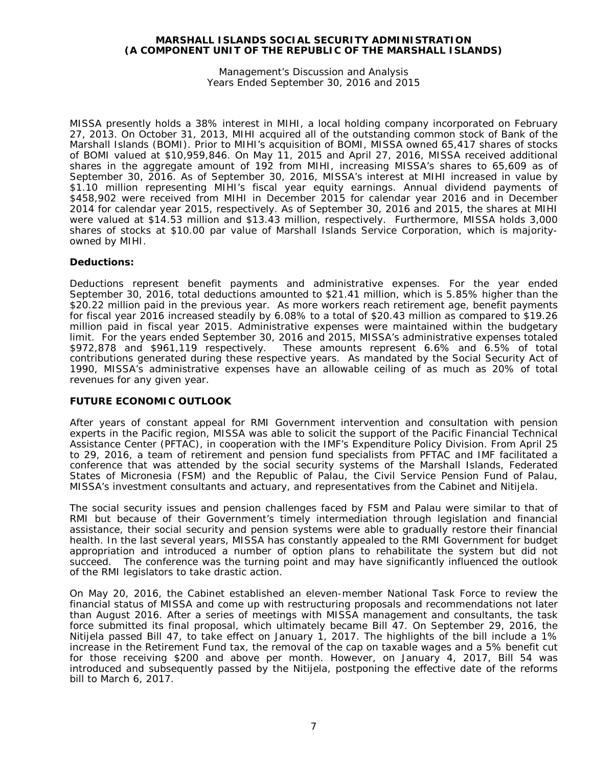MISSA presently holds a 38% interest in MIHI, a local holding company incorporated on February 27, 2013. On October 31, 2013, MIHI acquired all of the outstanding common stock of Bank of the Marshall Islands (BOMI). Prior to MIHI's acquisition of BOMI, MISSA owned 65,417 shares of stocks of BOMI valued at $10,959,846. On May 11, 2015 and April 27, 2016, MISSA received additional shares in the aggregate amount of 192 from MIHI, increasing MISSA's shares to 65,609 as of September 30, 2016. As of September 30, 2016, MISSA's interest at MIHI increased in value by $1.10 million representing MIHI's fiscal year equity earnings. Annual dividend payments of $458,902 were received from MIHI in December 2015 for calendar year 2016 and in December 2014 for calendar year 2015, respectively. As of September 30, 2016 and 2015, the shares at MIHI were valued at $14.53 million and $13.43 million, respectively. Furthermore, MISSA holds 3,000 shares of stocks at $10.00 par value of Marshall Islands Service Corporation, which is majority-owned by MIHI.

**Deductions:**

Deductions represent benefit payments and administrative expenses. For the year ended September 30, 2016, total deductions amounted to $21.41 million, which is 5.85% higher than the $20.22 million paid in the previous year. As more workers reach retirement age, benefit payments for fiscal year 2016 increased steadily by 6.08% to a total of $20.43 million as compared to $19.26 million paid in fiscal year 2015. Administrative expenses were maintained within the budgetary limit. For the years ended September 30, 2016 and 2015, MISSA's administrative expenses totaled $972,878 and $961,119 respectively. These amounts represent 6.6% and 6.5% of total contributions generated during these respective years. As mandated by the Social Security Act of 1990, MISSA's administrative expenses have an allowable ceiling of as much as 20% of total revenues for any given year.

**FUTURE ECONOMIC OUTLOOK**

After years of constant appeal for RMI Government intervention and consultation with pension experts in the Pacific region, MISSA was able to solicit the support of the Pacific Financial Technical Assistance Center (PFTAC), in cooperation with the IMF's Expenditure Policy Division. From April 25 to 29, 2016, a team of retirement and pension fund specialists from PFTAC and IMF facilitated a conference that was attended by the social security systems of the Marshall Islands, Federated States of Micronesia (FSM) and the Republic of Palau, the Civil Service Pension Fund of Palau, MISSA's investment consultants and actuary, and representatives from the Cabinet and Nitijela.

The social security issues and pension challenges faced by FSM and Palau were similar to that of RMI but because of their Government's timely intermediation through legislation and financial assistance, their social security and pension systems were able to gradually restore their financial health. In the last several years, MISSA has constantly appealed to the RMI Government for budget appropriation and introduced a number of option plans to rehabilitate the system but did not succeed. The conference was the turning point and may have significantly influenced the outlook of the RMI legislators to take drastic action.

On May 20, 2016, the Cabinet established an eleven-member National Task Force to review the financial status of MISSA and come up with restructuring proposals and recommendations not later than August 2016. After a series of meetings with MISSA management and consultants, the task force submitted its final proposal, which ultimately became Bill 47. On September 29, 2016, the Nitijela passed Bill 47, to take effect on January 1, 2017. The highlights of the bill include a 1% increase in the Retirement Fund tax, the removal of the cap on taxable wages and a 5% benefit cut for those receiving $200 and above per month. However, on January 4, 2017, Bill 54 was introduced and subsequently passed by the Nitijela, postponing the effective date of the reforms bill to March 6, 2017.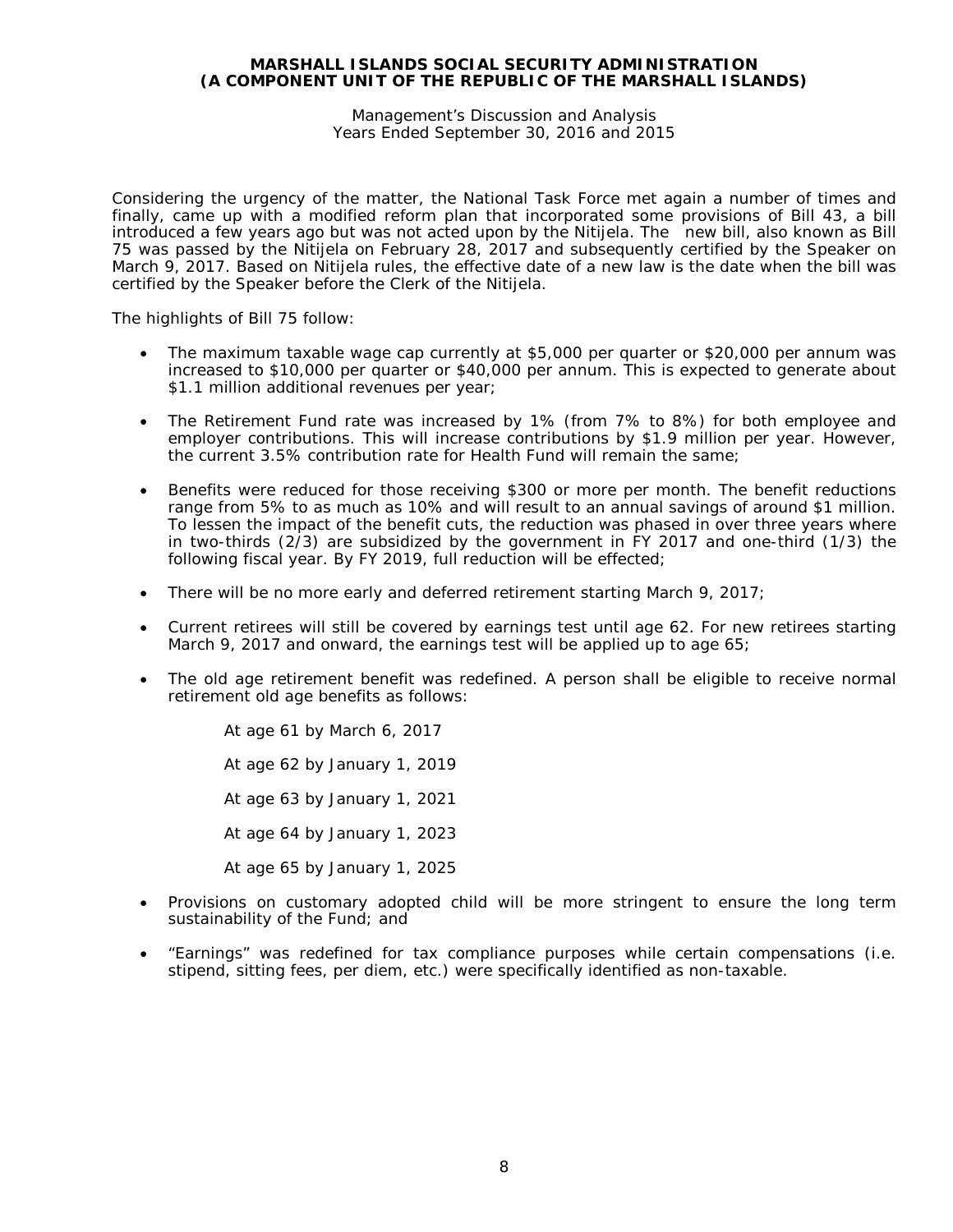Considering the urgency of the matter, the National Task Force met again a number of times and finally, came up with a modified reform plan that incorporated some provisions of Bill 43, a bill introduced a few years ago but was not acted upon by the Nitijela. The new bill, also known as Bill 75 was passed by the Nitijela on February 28, 2017 and subsequently certified by the Speaker on March 9, 2017. Based on Nitijela rules, the effective date of a new law is the date when the bill was certified by the Speaker before the Clerk of the Nitijela.

The highlights of Bill 75 follow:

- The maximum taxable wage cap currently at $5,000 per quarter or $20,000 per annum was increased to $10,000 per quarter or $40,000 per annum. This is expected to generate about $1.1 million additional revenues per year;

- The Retirement Fund rate was increased by 1% (from 7% to 8%) for both employee and employer contributions. This will increase contributions by $1.9 million per year. However, the current 3.5% contribution rate for Health Fund will remain the same;

- Benefits were reduced for those receiving $300 or more per month. The benefit reductions range from 5% to as much as 10% and will result to an annual savings of around $1 million. To lessen the impact of the benefit cuts, the reduction was phased in over three years where in two-thirds (2/3) are subsidized by the government in FY 2017 and one-third (1/3) the following fiscal year. By FY 2019, full reduction will be effected;

- There will be no more early and deferred retirement starting March 9, 2017;

- Current retirees will still be covered by earnings test until age 62. For new retirees starting March 9, 2017 and onward, the earnings test will be applied up to age 65;

- The old age retirement benefit was redefined. A person shall be eligible to receive normal retirement old age benefits as follows:

  At age 61 by March 6, 2017

  At age 62 by January 1, 2019

  At age 63 by January 1, 2021

  At age 64 by January 1, 2023

  At age 65 by January 1, 2025

- Provisions on customary adopted child will be more stringent to ensure the long term sustainability of the Fund; and

- "Earnings" was redefined for tax compliance purposes while certain compensations (i.e. stipend, sitting fees, per diem, etc.) were specifically identified as non-taxable.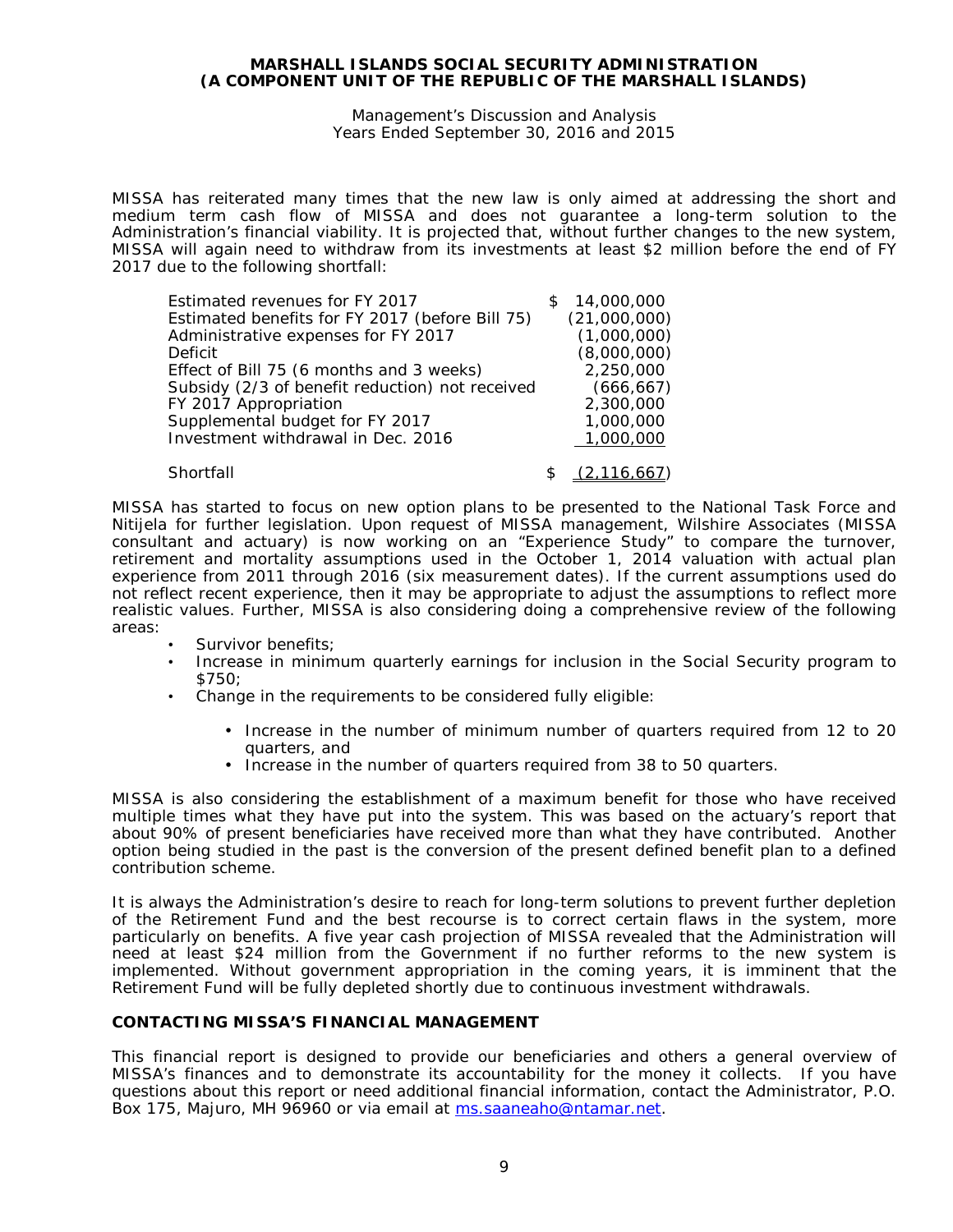MISSA has reiterated many times that the new law is only aimed at addressing the short and medium term cash flow of MISSA and does not guarantee a long-term solution to the Administration's financial viability. It is projected that, without further changes to the new system, MISSA will again need to withdraw from its investments at least $2 million before the end of FY 2017 due to the following shortfall:

| | |
|---|---|
| Estimated revenues for FY 2017 | $ 14,000,000 |
| Estimated benefits for FY 2017 (before Bill 75) | (21,000,000) |
| Administrative expenses for FY 2017 | (1,000,000) |
| Deficit | (8,000,000) |
| Effect of Bill 75 (6 months and 3 weeks) | 2,250,000 |
| Subsidy (2/3 of benefit reduction) not received | (666,667) |
| FY 2017 Appropriation | 2,300,000 |
| Supplemental budget for FY 2017 | 1,000,000 |
| Investment withdrawal in Dec. 2016 | 1,000,000 |
| Shortfall | $ (2,116,667) |

MISSA has started to focus on new option plans to be presented to the National Task Force and Nitijela for further legislation. Upon request of MISSA management, Wilshire Associates (MISSA consultant and actuary) is now working on an "Experience Study" to compare the turnover, retirement and mortality assumptions used in the October 1, 2014 valuation with actual plan experience from 2011 through 2016 (six measurement dates). If the current assumptions used do not reflect recent experience, then it may be appropriate to adjust the assumptions to reflect more realistic values. Further, MISSA is also considering doing a comprehensive review of the following areas:

- Survivor benefits;
- Increase in minimum quarterly earnings for inclusion in the Social Security program to $750;
- Change in the requirements to be considered fully eligible:
  - Increase in the number of minimum number of quarters required from 12 to 20 quarters, and
  - Increase in the number of quarters required from 38 to 50 quarters.

MISSA is also considering the establishment of a maximum benefit for those who have received multiple times what they have put into the system. This was based on the actuary's report that about 90% of present beneficiaries have received more than what they have contributed. Another option being studied in the past is the conversion of the present defined benefit plan to a defined contribution scheme.

It is always the Administration's desire to reach for long-term solutions to prevent further depletion of the Retirement Fund and the best recourse is to correct certain flaws in the system, more particularly on benefits. A five year cash projection of MISSA revealed that the Administration will need at least $24 million from the Government if no further reforms to the new system is implemented. Without government appropriation in the coming years, it is imminent that the Retirement Fund will be fully depleted shortly due to continuous investment withdrawals.

## CONTACTING MISSA'S FINANCIAL MANAGEMENT

This financial report is designed to provide our beneficiaries and others a general overview of MISSA's finances and to demonstrate its accountability for the money it collects. If you have questions about this report or need additional financial information, contact the Administrator, P.O. Box 175, Majuro, MH 96960 or via email at ms.saaneaho@ntamar.net.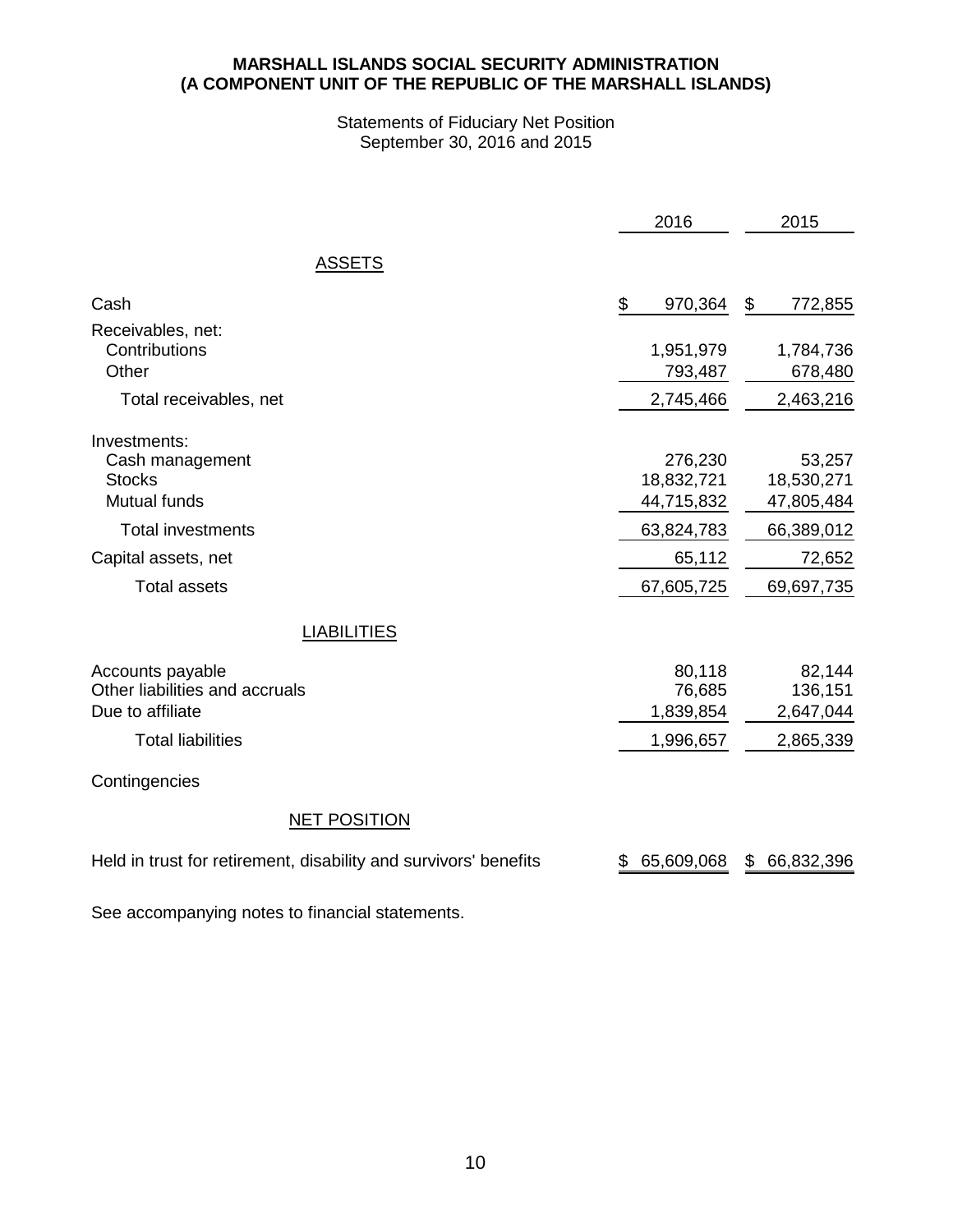**MARSHALL ISLANDS SOCIAL SECURITY ADMINISTRATION**
**(A COMPONENT UNIT OF THE REPUBLIC OF THE MARSHALL ISLANDS)**

Statements of Fiduciary Net Position
September 30, 2016 and 2015

| | 2016 | 2015 |
|---|---|---|
| **ASSETS** | | |
| Cash | $ 970,364 | $ 772,855 |
| Receivables, net: | | |
| Contributions | 1,951,979 | 1,784,736 |
| Other | 793,487 | 678,480 |
| Total receivables, net | 2,745,466 | 2,463,216 |
| Investments: | | |
| Cash management | 276,230 | 53,257 |
| Stocks | 18,832,721 | 18,530,271 |
| Mutual funds | 44,715,832 | 47,805,484 |
| Total investments | 63,824,783 | 66,389,012 |
| Capital assets, net | 65,112 | 72,652 |
| Total assets | 67,605,725 | 69,697,735 |
| **LIABILITIES** | | |
| Accounts payable | 80,118 | 82,144 |
| Other liabilities and accruals | 76,685 | 136,151 |
| Due to affiliate | 1,839,854 | 2,647,044 |
| Total liabilities | 1,996,657 | 2,865,339 |
| Contingencies | | |
| **NET POSITION** | | |
| Held in trust for retirement, disability and survivors' benefits | $ 65,609,068 | $ 66,832,396 |

See accompanying notes to financial statements.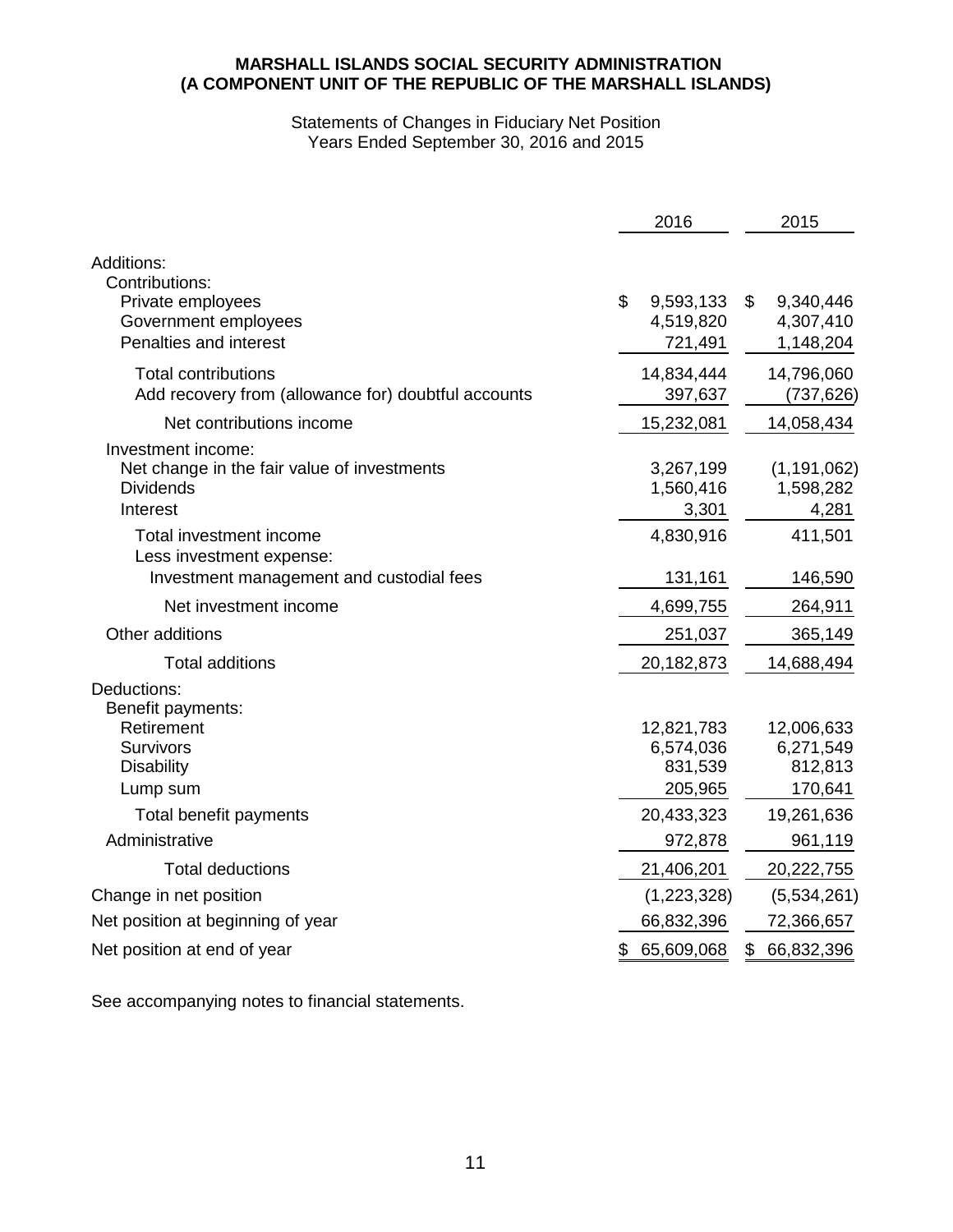**MARSHALL ISLANDS SOCIAL SECURITY ADMINISTRATION**
**(A COMPONENT UNIT OF THE REPUBLIC OF THE MARSHALL ISLANDS)**

Statements of Changes in Fiduciary Net Position
Years Ended September 30, 2016 and 2015

| | 2016 | 2015 |
|---|---|---|
| Additions: | | |
| Contributions: | | |
| Private employees | $ 9,593,133 | $ 9,340,446 |
| Government employees | 4,519,820 | 4,307,410 |
| Penalties and interest | 721,491 | 1,148,204 |
| Total contributions | 14,834,444 | 14,796,060 |
| Add recovery from (allowance for) doubtful accounts | 397,637 | (737,626) |
| Net contributions income | 15,232,081 | 14,058,434 |
| Investment income: | | |
| Net change in the fair value of investments | 3,267,199 | (1,191,062) |
| Dividends | 1,560,416 | 1,598,282 |
| Interest | 3,301 | 4,281 |
| Total investment income | 4,830,916 | 411,501 |
| Less investment expense: | | |
| Investment management and custodial fees | 131,161 | 146,590 |
| Net investment income | 4,699,755 | 264,911 |
| Other additions | 251,037 | 365,149 |
| Total additions | 20,182,873 | 14,688,494 |
| Deductions: | | |
| Benefit payments: | | |
| Retirement | 12,821,783 | 12,006,633 |
| Survivors | 6,574,036 | 6,271,549 |
| Disability | 831,539 | 812,813 |
| Lump sum | 205,965 | 170,641 |
| Total benefit payments | 20,433,323 | 19,261,636 |
| Administrative | 972,878 | 961,119 |
| Total deductions | 21,406,201 | 20,222,755 |
| Change in net position | (1,223,328) | (5,534,261) |
| Net position at beginning of year | 66,832,396 | 72,366,657 |
| Net position at end of year | $ 65,609,068 | $ 66,832,396 |

See accompanying notes to financial statements.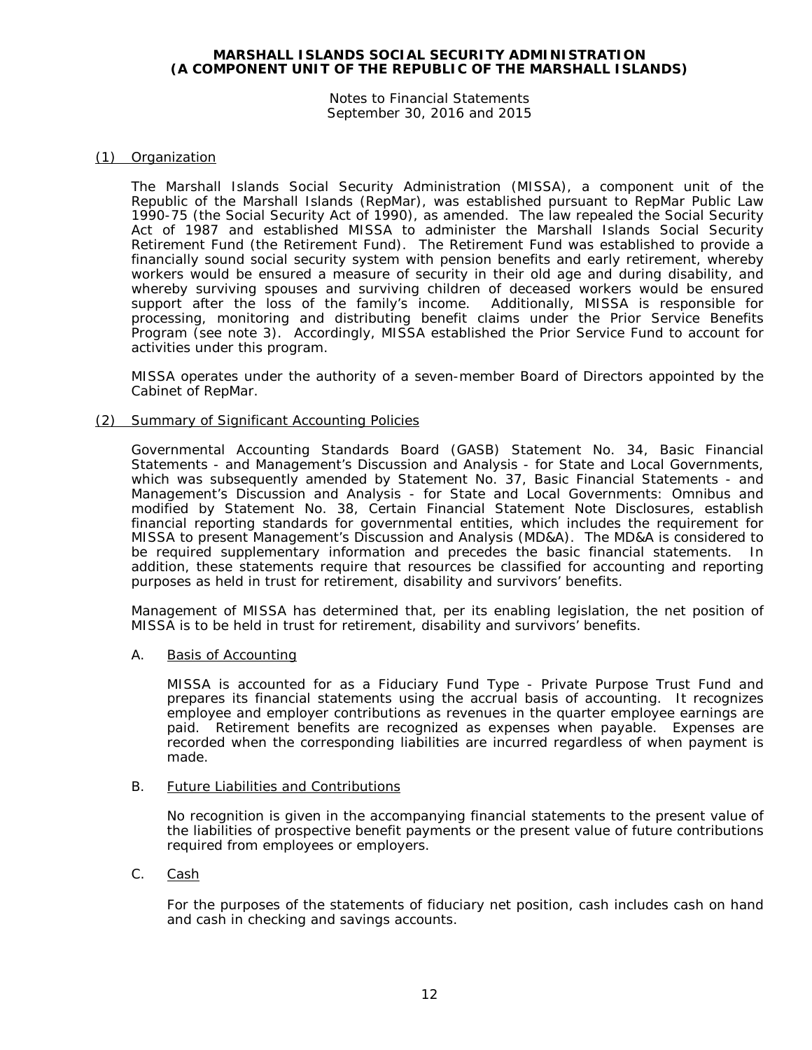**MARSHALL ISLANDS SOCIAL SECURITY ADMINISTRATION**
**(A COMPONENT UNIT OF THE REPUBLIC OF THE MARSHALL ISLANDS)**

Notes to Financial Statements
September 30, 2016 and 2015

## (1) Organization

The Marshall Islands Social Security Administration (MISSA), a component unit of the Republic of the Marshall Islands (RepMar), was established pursuant to RepMar Public Law 1990-75 (the Social Security Act of 1990), as amended. The law repealed the Social Security Act of 1987 and established MISSA to administer the Marshall Islands Social Security Retirement Fund (the Retirement Fund). The Retirement Fund was established to provide a financially sound social security system with pension benefits and early retirement, whereby workers would be ensured a measure of security in their old age and during disability, and whereby surviving spouses and surviving children of deceased workers would be ensured support after the loss of the family's income. Additionally, MISSA is responsible for processing, monitoring and distributing benefit claims under the Prior Service Benefits Program (see note 3). Accordingly, MISSA established the Prior Service Fund to account for activities under this program.

MISSA operates under the authority of a seven-member Board of Directors appointed by the Cabinet of RepMar.

## (2) Summary of Significant Accounting Policies

Governmental Accounting Standards Board (GASB) Statement No. 34, Basic Financial Statements - and Management's Discussion and Analysis - for State and Local Governments, which was subsequently amended by Statement No. 37, Basic Financial Statements - and Management's Discussion and Analysis - for State and Local Governments: Omnibus and modified by Statement No. 38, Certain Financial Statement Note Disclosures, establish financial reporting standards for governmental entities, which includes the requirement for MISSA to present Management's Discussion and Analysis (MD&A). The MD&A is considered to be required supplementary information and precedes the basic financial statements. In addition, these statements require that resources be classified for accounting and reporting purposes as held in trust for retirement, disability and survivors' benefits.

Management of MISSA has determined that, per its enabling legislation, the net position of MISSA is to be held in trust for retirement, disability and survivors' benefits.

### A. Basis of Accounting

MISSA is accounted for as a Fiduciary Fund Type - Private Purpose Trust Fund and prepares its financial statements using the accrual basis of accounting. It recognizes employee and employer contributions as revenues in the quarter employee earnings are paid. Retirement benefits are recognized as expenses when payable. Expenses are recorded when the corresponding liabilities are incurred regardless of when payment is made.

### B. Future Liabilities and Contributions

No recognition is given in the accompanying financial statements to the present value of the liabilities of prospective benefit payments or the present value of future contributions required from employees or employers.

### C. Cash

For the purposes of the statements of fiduciary net position, cash includes cash on hand and cash in checking and savings accounts.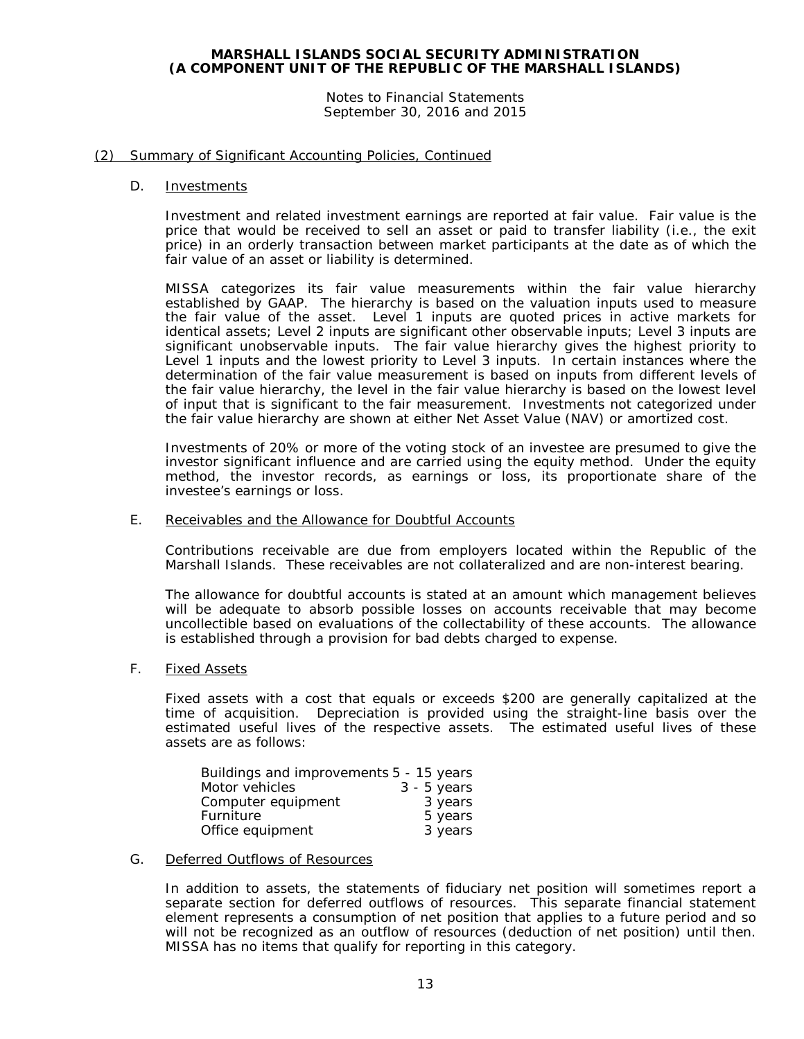**MARSHALL ISLANDS SOCIAL SECURITY ADMINISTRATION**
**(A COMPONENT UNIT OF THE REPUBLIC OF THE MARSHALL ISLANDS)**

Notes to Financial Statements
September 30, 2016 and 2015

## (2) Summary of Significant Accounting Policies, Continued

### D. Investments

Investment and related investment earnings are reported at fair value. Fair value is the price that would be received to sell an asset or paid to transfer liability (i.e., the exit price) in an orderly transaction between market participants at the date as of which the fair value of an asset or liability is determined.

MISSA categorizes its fair value measurements within the fair value hierarchy established by GAAP. The hierarchy is based on the valuation inputs used to measure the fair value of the asset. Level 1 inputs are quoted prices in active markets for identical assets; Level 2 inputs are significant other observable inputs; Level 3 inputs are significant unobservable inputs. The fair value hierarchy gives the highest priority to Level 1 inputs and the lowest priority to Level 3 inputs. In certain instances where the determination of the fair value measurement is based on inputs from different levels of the fair value hierarchy, the level in the fair value hierarchy is based on the lowest level of input that is significant to the fair measurement. Investments not categorized under the fair value hierarchy are shown at either Net Asset Value (NAV) or amortized cost.

Investments of 20% or more of the voting stock of an investee are presumed to give the investor significant influence and are carried using the equity method. Under the equity method, the investor records, as earnings or loss, its proportionate share of the investee's earnings or loss.

### E. Receivables and the Allowance for Doubtful Accounts

Contributions receivable are due from employers located within the Republic of the Marshall Islands. These receivables are not collateralized and are non-interest bearing.

The allowance for doubtful accounts is stated at an amount which management believes will be adequate to absorb possible losses on accounts receivable that may become uncollectible based on evaluations of the collectability of these accounts. The allowance is established through a provision for bad debts charged to expense.

### F. Fixed Assets

Fixed assets with a cost that equals or exceeds $200 are generally capitalized at the time of acquisition. Depreciation is provided using the straight-line basis over the estimated useful lives of the respective assets. The estimated useful lives of these assets are as follows:

| | |
|---|---|
| Buildings and improvements | 5 - 15 years |
| Motor vehicles | 3 - 5 years |
| Computer equipment | 3 years |
| Furniture | 5 years |
| Office equipment | 3 years |

### G. Deferred Outflows of Resources

In addition to assets, the statements of fiduciary net position will sometimes report a separate section for deferred outflows of resources. This separate financial statement element represents a consumption of net position that applies to a future period and so will not be recognized as an outflow of resources (deduction of net position) until then. MISSA has no items that qualify for reporting in this category.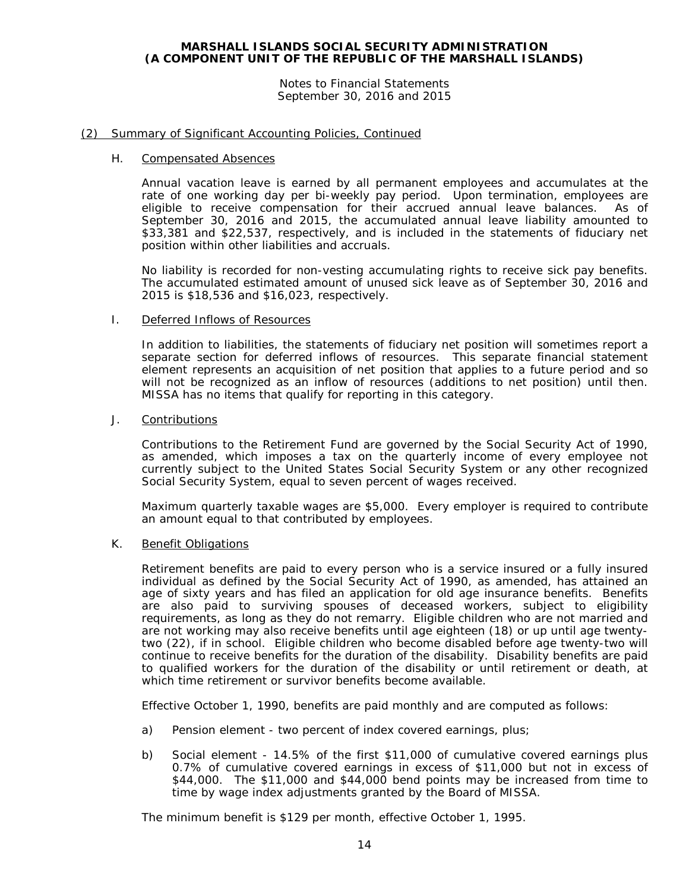## (2) Summary of Significant Accounting Policies, Continued

### H. Compensated Absences

Annual vacation leave is earned by all permanent employees and accumulates at the rate of one working day per bi-weekly pay period. Upon termination, employees are eligible to receive compensation for their accrued annual leave balances. As of September 30, 2016 and 2015, the accumulated annual leave liability amounted to $33,381 and $22,537, respectively, and is included in the statements of fiduciary net position within other liabilities and accruals.

No liability is recorded for non-vesting accumulating rights to receive sick pay benefits. The accumulated estimated amount of unused sick leave as of September 30, 2016 and 2015 is $18,536 and $16,023, respectively.

### I. Deferred Inflows of Resources

In addition to liabilities, the statements of fiduciary net position will sometimes report a separate section for deferred inflows of resources. This separate financial statement element represents an acquisition of net position that applies to a future period and so will not be recognized as an inflow of resources (additions to net position) until then. MISSA has no items that qualify for reporting in this category.

### J. Contributions

Contributions to the Retirement Fund are governed by the Social Security Act of 1990, as amended, which imposes a tax on the quarterly income of every employee not currently subject to the United States Social Security System or any other recognized Social Security System, equal to seven percent of wages received.

Maximum quarterly taxable wages are $5,000. Every employer is required to contribute an amount equal to that contributed by employees.

### K. Benefit Obligations

Retirement benefits are paid to every person who is a service insured or a fully insured individual as defined by the Social Security Act of 1990, as amended, has attained an age of sixty years and has filed an application for old age insurance benefits. Benefits are also paid to surviving spouses of deceased workers, subject to eligibility requirements, as long as they do not remarry. Eligible children who are not married and are not working may also receive benefits until age eighteen (18) or up until age twenty-two (22), if in school. Eligible children who become disabled before age twenty-two will continue to receive benefits for the duration of the disability. Disability benefits are paid to qualified workers for the duration of the disability or until retirement or death, at which time retirement or survivor benefits become available.

Effective October 1, 1990, benefits are paid monthly and are computed as follows:

a) Pension element - two percent of index covered earnings, plus;

b) Social element - 14.5% of the first $11,000 of cumulative covered earnings plus 0.7% of cumulative covered earnings in excess of $11,000 but not in excess of $44,000. The $11,000 and $44,000 bend points may be increased from time to time by wage index adjustments granted by the Board of MISSA.

The minimum benefit is $129 per month, effective October 1, 1995.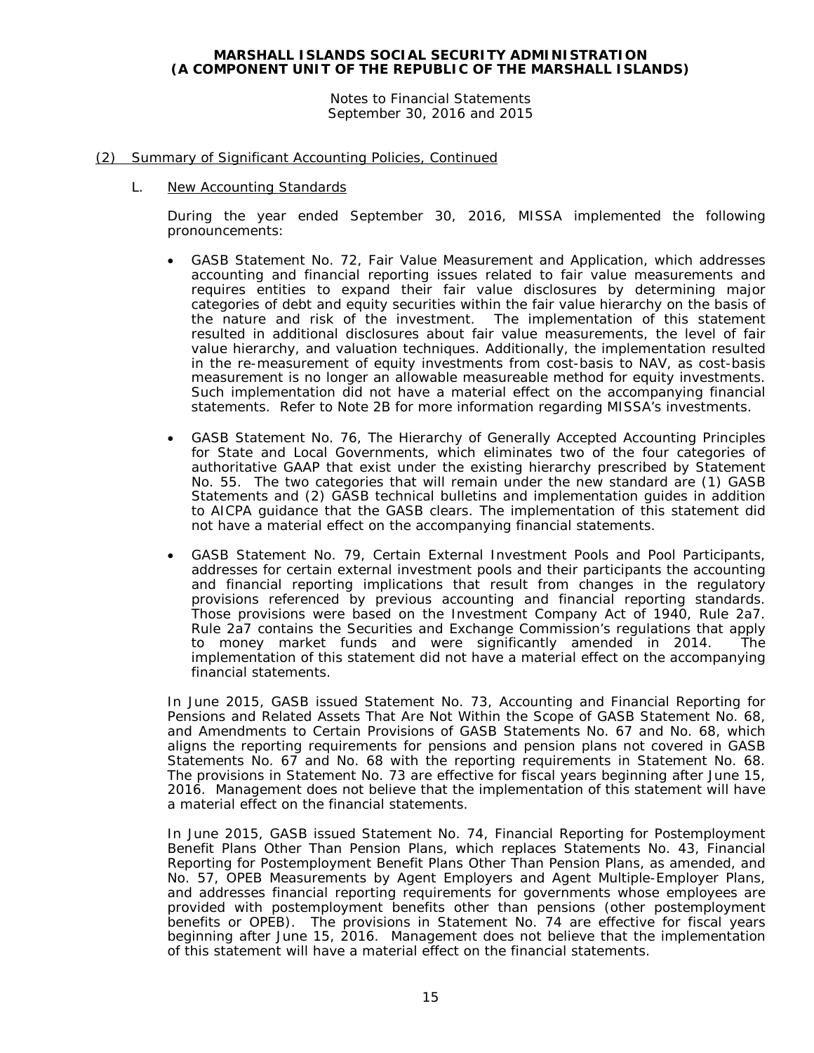## (2) Summary of Significant Accounting Policies, Continued

### L. New Accounting Standards

During the year ended September 30, 2016, MISSA implemented the following pronouncements:

- GASB Statement No. 72, Fair Value Measurement and Application, which addresses accounting and financial reporting issues related to fair value measurements and requires entities to expand their fair value disclosures by determining major categories of debt and equity securities within the fair value hierarchy on the basis of the nature and risk of the investment. The implementation of this statement resulted in additional disclosures about fair value measurements, the level of fair value hierarchy, and valuation techniques. Additionally, the implementation resulted in the re-measurement of equity investments from cost-basis to NAV, as cost-basis measurement is no longer an allowable measureable method for equity investments. Such implementation did not have a material effect on the accompanying financial statements. Refer to Note 2B for more information regarding MISSA's investments.

- GASB Statement No. 76, The Hierarchy of Generally Accepted Accounting Principles for State and Local Governments, which eliminates two of the four categories of authoritative GAAP that exist under the existing hierarchy prescribed by Statement No. 55. The two categories that will remain under the new standard are (1) GASB Statements and (2) GASB technical bulletins and implementation guides in addition to AICPA guidance that the GASB clears. The implementation of this statement did not have a material effect on the accompanying financial statements.

- GASB Statement No. 79, Certain External Investment Pools and Pool Participants, addresses for certain external investment pools and their participants the accounting and financial reporting implications that result from changes in the regulatory provisions referenced by previous accounting and financial reporting standards. Those provisions were based on the Investment Company Act of 1940, Rule 2a7. Rule 2a7 contains the Securities and Exchange Commission's regulations that apply to money market funds and were significantly amended in 2014. The implementation of this statement did not have a material effect on the accompanying financial statements.

In June 2015, GASB issued Statement No. 73, Accounting and Financial Reporting for Pensions and Related Assets That Are Not Within the Scope of GASB Statement No. 68, and Amendments to Certain Provisions of GASB Statements No. 67 and No. 68, which aligns the reporting requirements for pensions and pension plans not covered in GASB Statements No. 67 and No. 68 with the reporting requirements in Statement No. 68. The provisions in Statement No. 73 are effective for fiscal years beginning after June 15, 2016. Management does not believe that the implementation of this statement will have a material effect on the financial statements.

In June 2015, GASB issued Statement No. 74, Financial Reporting for Postemployment Benefit Plans Other Than Pension Plans, which replaces Statements No. 43, Financial Reporting for Postemployment Benefit Plans Other Than Pension Plans, as amended, and No. 57, OPEB Measurements by Agent Employers and Agent Multiple-Employer Plans, and addresses financial reporting requirements for governments whose employees are provided with postemployment benefits other than pensions (other postemployment benefits or OPEB). The provisions in Statement No. 74 are effective for fiscal years beginning after June 15, 2016. Management does not believe that the implementation of this statement will have a material effect on the financial statements.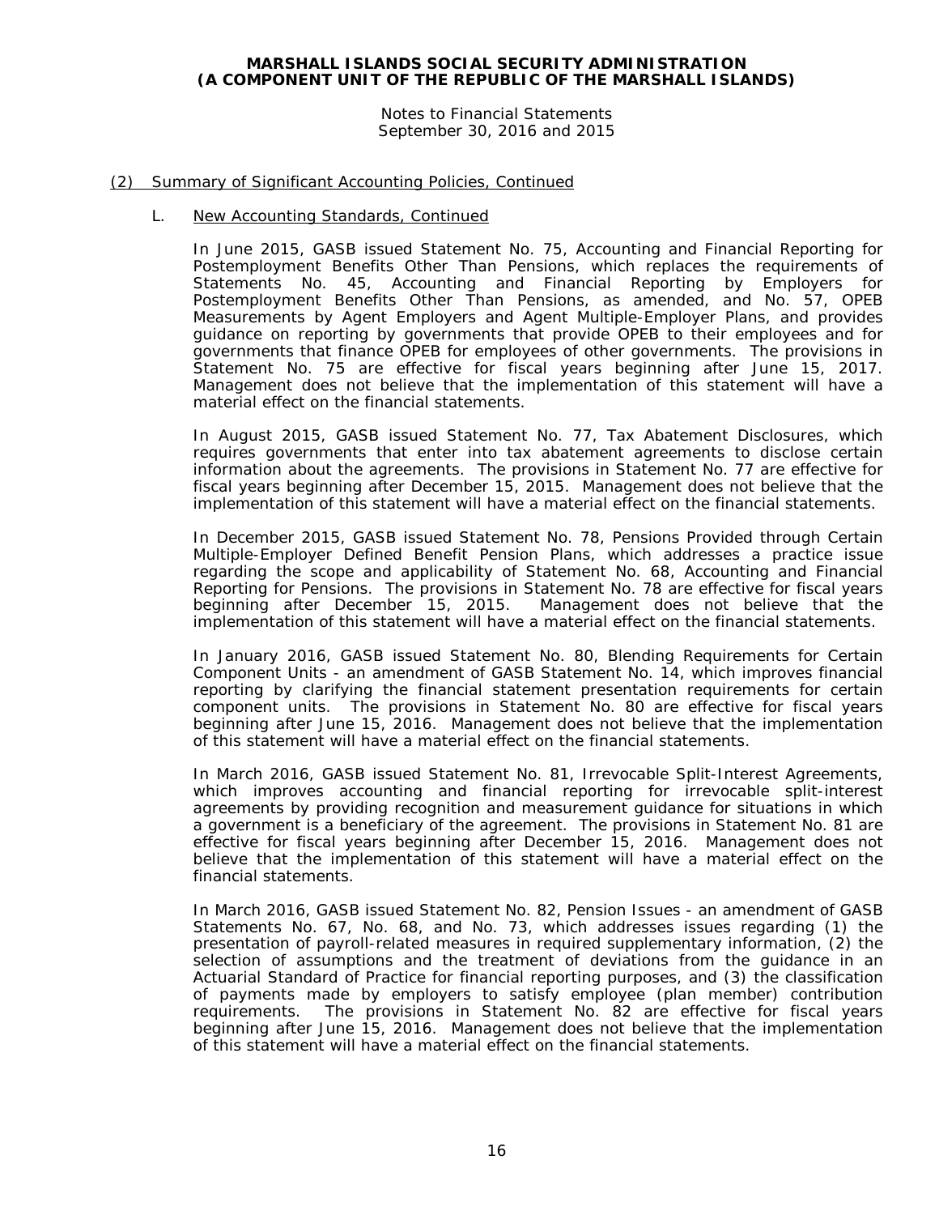## (2) Summary of Significant Accounting Policies, Continued

### L. New Accounting Standards, Continued

In June 2015, GASB issued Statement No. 75, Accounting and Financial Reporting for Postemployment Benefits Other Than Pensions, which replaces the requirements of Statements No. 45, Accounting and Financial Reporting by Employers for Postemployment Benefits Other Than Pensions, as amended, and No. 57, OPEB Measurements by Agent Employers and Agent Multiple-Employer Plans, and provides guidance on reporting by governments that provide OPEB to their employees and for governments that finance OPEB for employees of other governments. The provisions in Statement No. 75 are effective for fiscal years beginning after June 15, 2017. Management does not believe that the implementation of this statement will have a material effect on the financial statements.

In August 2015, GASB issued Statement No. 77, Tax Abatement Disclosures, which requires governments that enter into tax abatement agreements to disclose certain information about the agreements. The provisions in Statement No. 77 are effective for fiscal years beginning after December 15, 2015. Management does not believe that the implementation of this statement will have a material effect on the financial statements.

In December 2015, GASB issued Statement No. 78, Pensions Provided through Certain Multiple-Employer Defined Benefit Pension Plans, which addresses a practice issue regarding the scope and applicability of Statement No. 68, Accounting and Financial Reporting for Pensions. The provisions in Statement No. 78 are effective for fiscal years beginning after December 15, 2015. Management does not believe that the implementation of this statement will have a material effect on the financial statements.

In January 2016, GASB issued Statement No. 80, Blending Requirements for Certain Component Units - an amendment of GASB Statement No. 14, which improves financial reporting by clarifying the financial statement presentation requirements for certain component units. The provisions in Statement No. 80 are effective for fiscal years beginning after June 15, 2016. Management does not believe that the implementation of this statement will have a material effect on the financial statements.

In March 2016, GASB issued Statement No. 81, Irrevocable Split-Interest Agreements, which improves accounting and financial reporting for irrevocable split-interest agreements by providing recognition and measurement guidance for situations in which a government is a beneficiary of the agreement. The provisions in Statement No. 81 are effective for fiscal years beginning after December 15, 2016. Management does not believe that the implementation of this statement will have a material effect on the financial statements.

In March 2016, GASB issued Statement No. 82, Pension Issues - an amendment of GASB Statements No. 67, No. 68, and No. 73, which addresses issues regarding (1) the presentation of payroll-related measures in required supplementary information, (2) the selection of assumptions and the treatment of deviations from the guidance in an Actuarial Standard of Practice for financial reporting purposes, and (3) the classification of payments made by employers to satisfy employee (plan member) contribution requirements. The provisions in Statement No. 82 are effective for fiscal years beginning after June 15, 2016. Management does not believe that the implementation of this statement will have a material effect on the financial statements.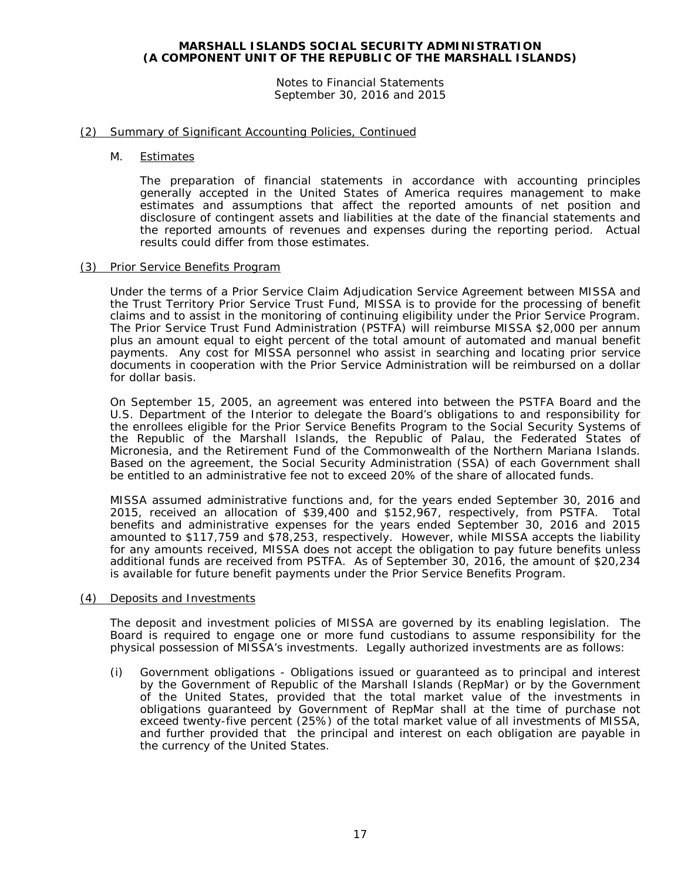## (2) Summary of Significant Accounting Policies, Continued

### M. Estimates

The preparation of financial statements in accordance with accounting principles generally accepted in the United States of America requires management to make estimates and assumptions that affect the reported amounts of net position and disclosure of contingent assets and liabilities at the date of the financial statements and the reported amounts of revenues and expenses during the reporting period. Actual results could differ from those estimates.

## (3) Prior Service Benefits Program

Under the terms of a Prior Service Claim Adjudication Service Agreement between MISSA and the Trust Territory Prior Service Trust Fund, MISSA is to provide for the processing of benefit claims and to assist in the monitoring of continuing eligibility under the Prior Service Program. The Prior Service Trust Fund Administration (PSTFA) will reimburse MISSA $2,000 per annum plus an amount equal to eight percent of the total amount of automated and manual benefit payments. Any cost for MISSA personnel who assist in searching and locating prior service documents in cooperation with the Prior Service Administration will be reimbursed on a dollar for dollar basis.

On September 15, 2005, an agreement was entered into between the PSTFA Board and the U.S. Department of the Interior to delegate the Board's obligations to and responsibility for the enrollees eligible for the Prior Service Benefits Program to the Social Security Systems of the Republic of the Marshall Islands, the Republic of Palau, the Federated States of Micronesia, and the Retirement Fund of the Commonwealth of the Northern Mariana Islands. Based on the agreement, the Social Security Administration (SSA) of each Government shall be entitled to an administrative fee not to exceed 20% of the share of allocated funds.

MISSA assumed administrative functions and, for the years ended September 30, 2016 and 2015, received an allocation of $39,400 and $152,967, respectively, from PSTFA. Total benefits and administrative expenses for the years ended September 30, 2016 and 2015 amounted to $117,759 and $78,253, respectively. However, while MISSA accepts the liability for any amounts received, MISSA does not accept the obligation to pay future benefits unless additional funds are received from PSTFA. As of September 30, 2016, the amount of $20,234 is available for future benefit payments under the Prior Service Benefits Program.

## (4) Deposits and Investments

The deposit and investment policies of MISSA are governed by its enabling legislation. The Board is required to engage one or more fund custodians to assume responsibility for the physical possession of MISSA's investments. Legally authorized investments are as follows:

(i) Government obligations - Obligations issued or guaranteed as to principal and interest by the Government of Republic of the Marshall Islands (RepMar) or by the Government of the United States, provided that the total market value of the investments in obligations guaranteed by Government of RepMar shall at the time of purchase not exceed twenty-five percent (25%) of the total market value of all investments of MISSA, and further provided that the principal and interest on each obligation are payable in the currency of the United States.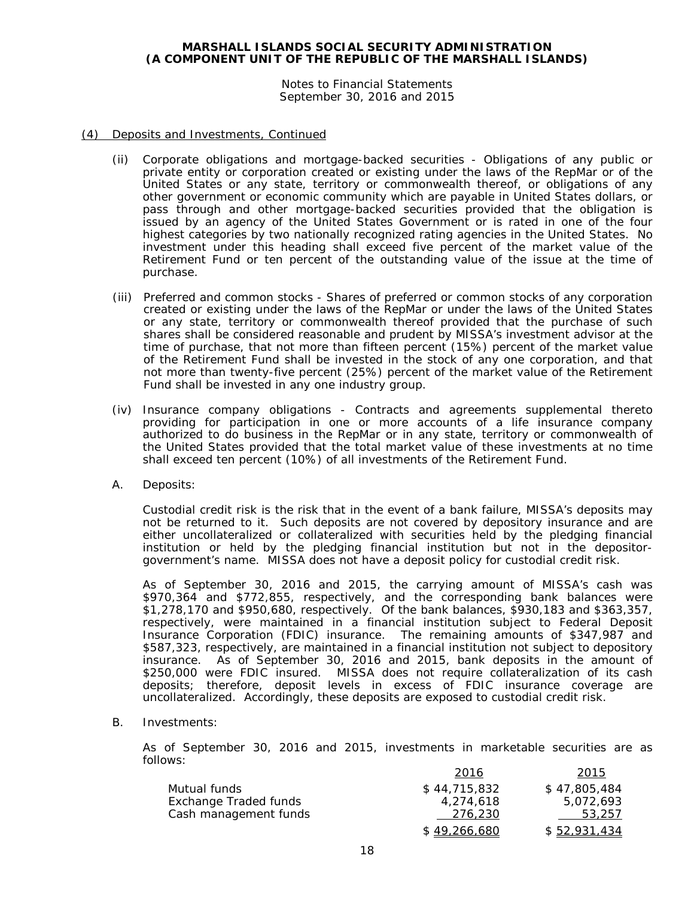## (4) Deposits and Investments, Continued

(ii) Corporate obligations and mortgage-backed securities - Obligations of any public or private entity or corporation created or existing under the laws of the RepMar or of the United States or any state, territory or commonwealth thereof, or obligations of any other government or economic community which are payable in United States dollars, or pass through and other mortgage-backed securities provided that the obligation is issued by an agency of the United States Government or is rated in one of the four highest categories by two nationally recognized rating agencies in the United States. No investment under this heading shall exceed five percent of the market value of the Retirement Fund or ten percent of the outstanding value of the issue at the time of purchase.

(iii) Preferred and common stocks - Shares of preferred or common stocks of any corporation created or existing under the laws of the RepMar or under the laws of the United States or any state, territory or commonwealth thereof provided that the purchase of such shares shall be considered reasonable and prudent by MISSA's investment advisor at the time of purchase, that not more than fifteen percent (15%) percent of the market value of the Retirement Fund shall be invested in the stock of any one corporation, and that not more than twenty-five percent (25%) percent of the market value of the Retirement Fund shall be invested in any one industry group.

(iv) Insurance company obligations - Contracts and agreements supplemental thereto providing for participation in one or more accounts of a life insurance company authorized to do business in the RepMar or in any state, territory or commonwealth of the United States provided that the total market value of these investments at no time shall exceed ten percent (10%) of all investments of the Retirement Fund.

A. Deposits:

Custodial credit risk is the risk that in the event of a bank failure, MISSA's deposits may not be returned to it. Such deposits are not covered by depository insurance and are either uncollateralized or collateralized with securities held by the pledging financial institution or held by the pledging financial institution but not in the depositor-government's name. MISSA does not have a deposit policy for custodial credit risk.

As of September 30, 2016 and 2015, the carrying amount of MISSA's cash was $970,364 and $772,855, respectively, and the corresponding bank balances were $1,278,170 and $950,680, respectively. Of the bank balances, $930,183 and $363,357, respectively, were maintained in a financial institution subject to Federal Deposit Insurance Corporation (FDIC) insurance. The remaining amounts of $347,987 and $587,323, respectively, are maintained in a financial institution not subject to depository insurance. As of September 30, 2016 and 2015, bank deposits in the amount of $250,000 were FDIC insured. MISSA does not require collateralization of its cash deposits; therefore, deposit levels in excess of FDIC insurance coverage are uncollateralized. Accordingly, these deposits are exposed to custodial credit risk.

B. Investments:

As of September 30, 2016 and 2015, investments in marketable securities are as follows:

| | 2016 | 2015 |
|---|---|---|
| Mutual funds | $ 44,715,832 | $ 47,805,484 |
| Exchange Traded funds | 4,274,618 | 5,072,693 |
| Cash management funds | 276,230 | 53,257 |
| | $ 49,266,680 | $ 52,931,434 |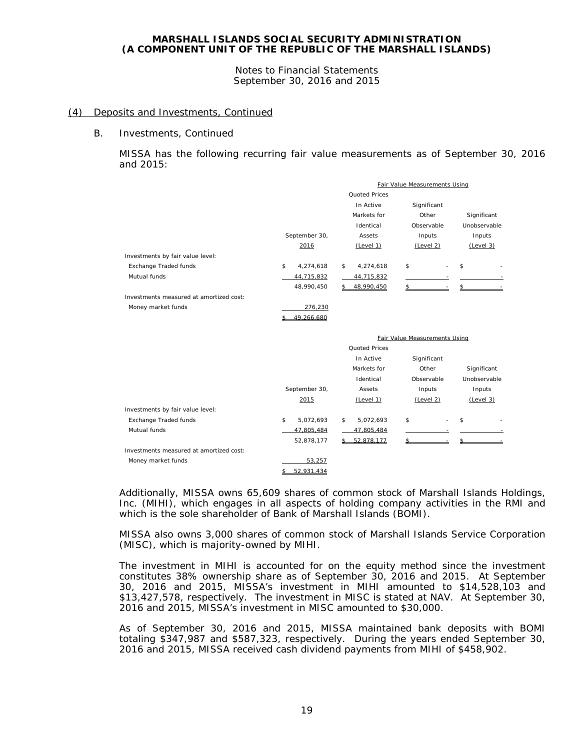## (4) Deposits and Investments, Continued

### B. Investments, Continued

MISSA has the following recurring fair value measurements as of September 30, 2016 and 2015:

| | September 30, 2016 | Fair Value Measurements Using Quoted Prices In Active Markets for Identical Assets (Level 1) | Significant Other Observable Inputs (Level 2) | Significant Unobservable Inputs (Level 3) |
|---|---|---|---|---|
| Investments by fair value level: | | | | |
| Exchange Traded funds | $ 4,274,618 | $ 4,274,618 | $ - | $ - |
| Mutual funds | 44,715,832 | 44,715,832 | - | - |
| | 48,990,450 | $ 48,990,450 | $ - | $ - |
| Investments measured at amortized cost: | | | | |
| Money market funds | 276,230 | | | |
| | $ 49,266,680 | | | |

| | September 30, 2015 | Fair Value Measurements Using Quoted Prices In Active Markets for Identical Assets (Level 1) | Significant Other Observable Inputs (Level 2) | Significant Unobservable Inputs (Level 3) |
|---|---|---|---|---|
| Investments by fair value level: | | | | |
| Exchange Traded funds | $ 5,072,693 | $ 5,072,693 | $ - | $ - |
| Mutual funds | 47,805,484 | 47,805,484 | - | - |
| | 52,878,177 | $ 52,878,177 | $ - | $ - |
| Investments measured at amortized cost: | | | | |
| Money market funds | 53,257 | | | |
| | $ 52,931,434 | | | |

Additionally, MISSA owns 65,609 shares of common stock of Marshall Islands Holdings, Inc. (MIHI), which engages in all aspects of holding company activities in the RMI and which is the sole shareholder of Bank of Marshall Islands (BOMI).

MISSA also owns 3,000 shares of common stock of Marshall Islands Service Corporation (MISC), which is majority-owned by MIHI.

The investment in MIHI is accounted for on the equity method since the investment constitutes 38% ownership share as of September 30, 2016 and 2015. At September 30, 2016 and 2015, MISSA's investment in MIHI amounted to $14,528,103 and $13,427,578, respectively. The investment in MISC is stated at NAV. At September 30, 2016 and 2015, MISSA's investment in MISC amounted to $30,000.

As of September 30, 2016 and 2015, MISSA maintained bank deposits with BOMI totaling $347,987 and $587,323, respectively. During the years ended September 30, 2016 and 2015, MISSA received cash dividend payments from MIHI of $458,902.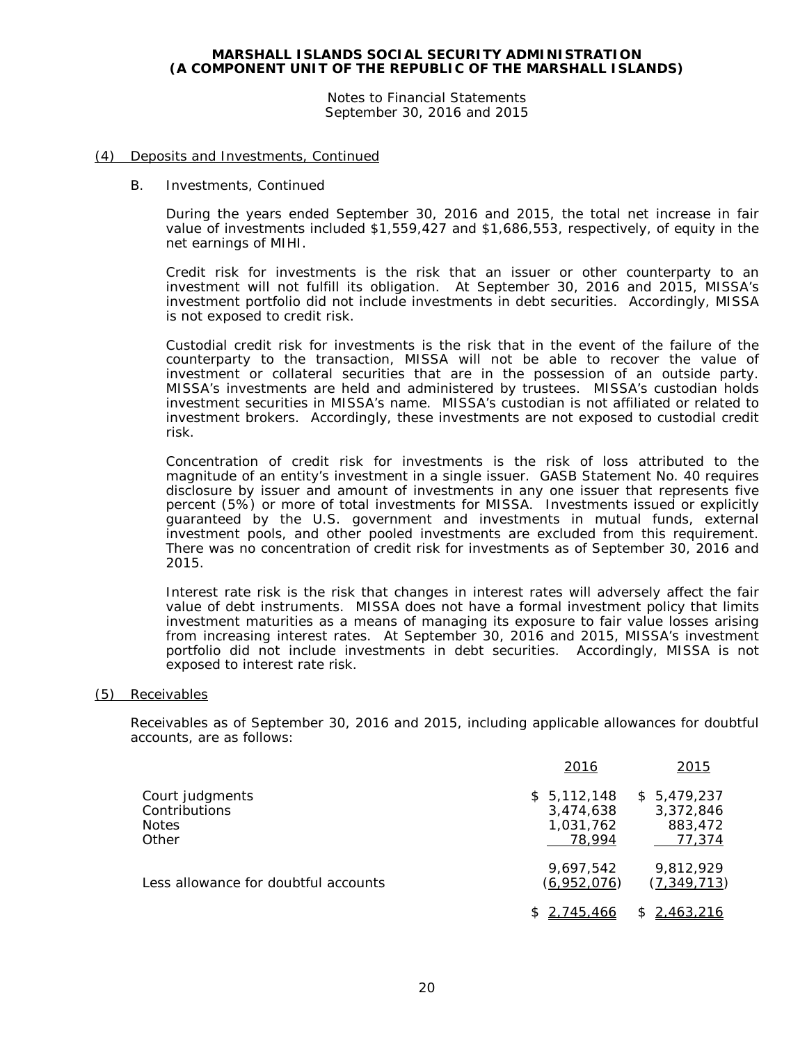## (4) Deposits and Investments, Continued

B. Investments, Continued

During the years ended September 30, 2016 and 2015, the total net increase in fair value of investments included $1,559,427 and $1,686,553, respectively, of equity in the net earnings of MIHI.

Credit risk for investments is the risk that an issuer or other counterparty to an investment will not fulfill its obligation. At September 30, 2016 and 2015, MISSA's investment portfolio did not include investments in debt securities. Accordingly, MISSA is not exposed to credit risk.

Custodial credit risk for investments is the risk that in the event of the failure of the counterparty to the transaction, MISSA will not be able to recover the value of investment or collateral securities that are in the possession of an outside party. MISSA's investments are held and administered by trustees. MISSA's custodian holds investment securities in MISSA's name. MISSA's custodian is not affiliated or related to investment brokers. Accordingly, these investments are not exposed to custodial credit risk.

Concentration of credit risk for investments is the risk of loss attributed to the magnitude of an entity's investment in a single issuer. GASB Statement No. 40 requires disclosure by issuer and amount of investments in any one issuer that represents five percent (5%) or more of total investments for MISSA. Investments issued or explicitly guaranteed by the U.S. government and investments in mutual funds, external investment pools, and other pooled investments are excluded from this requirement. There was no concentration of credit risk for investments as of September 30, 2016 and 2015.

Interest rate risk is the risk that changes in interest rates will adversely affect the fair value of debt instruments. MISSA does not have a formal investment policy that limits investment maturities as a means of managing its exposure to fair value losses arising from increasing interest rates. At September 30, 2016 and 2015, MISSA's investment portfolio did not include investments in debt securities. Accordingly, MISSA is not exposed to interest rate risk.

## (5) Receivables

Receivables as of September 30, 2016 and 2015, including applicable allowances for doubtful accounts, are as follows:

| | 2016 | 2015 |
|---|---|---|
| Court judgments | $ 5,112,148 | $ 5,479,237 |
| Contributions | 3,474,638 | 3,372,846 |
| Notes | 1,031,762 | 883,472 |
| Other | 78,994 | 77,374 |
| | 9,697,542 | 9,812,929 |
| Less allowance for doubtful accounts | (6,952,076) | (7,349,713) |
| | $ 2,745,466 | $ 2,463,216 |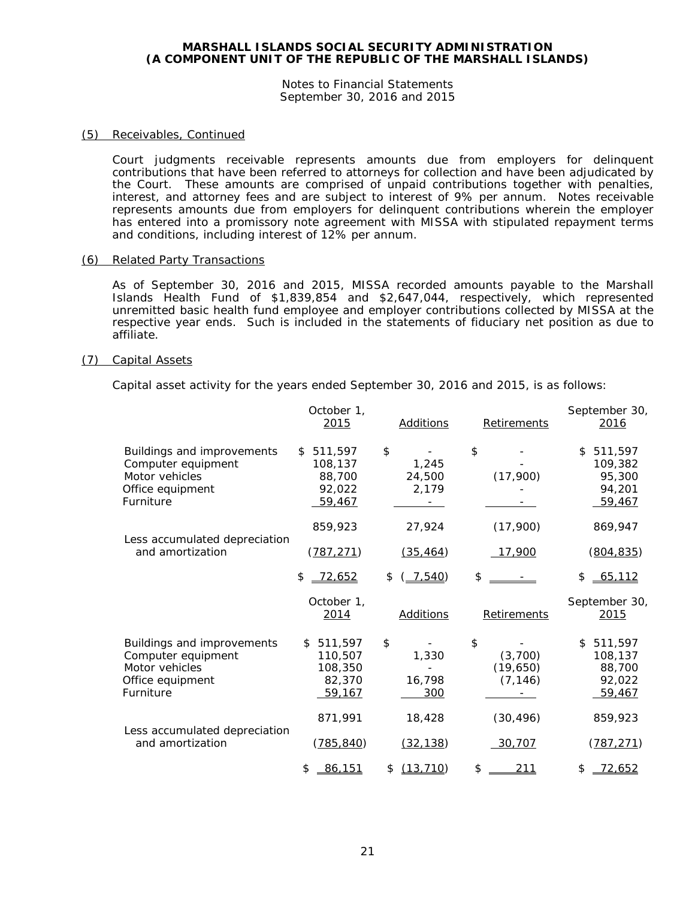# MARSHALL ISLANDS SOCIAL SECURITY ADMINISTRATION
# (A COMPONENT UNIT OF THE REPUBLIC OF THE MARSHALL ISLANDS)

Notes to Financial Statements
September 30, 2016 and 2015

## (5) Receivables, Continued

Court judgments receivable represents amounts due from employers for delinquent contributions that have been referred to attorneys for collection and have been adjudicated by the Court. These amounts are comprised of unpaid contributions together with penalties, interest, and attorney fees and are subject to interest of 9% per annum. Notes receivable represents amounts due from employers for delinquent contributions wherein the employer has entered into a promissory note agreement with MISSA with stipulated repayment terms and conditions, including interest of 12% per annum.

## (6) Related Party Transactions

As of September 30, 2016 and 2015, MISSA recorded amounts payable to the Marshall Islands Health Fund of $1,839,854 and $2,647,044, respectively, which represented unremitted basic health fund employee and employer contributions collected by MISSA at the respective year ends. Such is included in the statements of fiduciary net position as due to affiliate.

## (7) Capital Assets

Capital asset activity for the years ended September 30, 2016 and 2015, is as follows:

| | October 1, 2015 | Additions | Retirements | September 30, 2016 |
|---|---|---|---|---|
| Buildings and improvements | $ 511,597 | $ - | $ - | $ 511,597 |
| Computer equipment | 108,137 | 1,245 | - | 109,382 |
| Motor vehicles | 88,700 | 24,500 | (17,900) | 95,300 |
| Office equipment | 92,022 | 2,179 | - | 94,201 |
| Furniture | 59,467 | - | - | 59,467 |
| | 859,923 | 27,924 | (17,900) | 869,947 |
| Less accumulated depreciation and amortization | (787,271) | (35,464) | 17,900 | (804,835) |
| | $ 72,652 | $ ( 7,540) | $ - | $ 65,112 |

| | October 1, 2014 | Additions | Retirements | September 30, 2015 |
|---|---|---|---|---|
| Buildings and improvements | $ 511,597 | $ - | $ - | $ 511,597 |
| Computer equipment | 110,507 | 1,330 | (3,700) | 108,137 |
| Motor vehicles | 108,350 | - | (19,650) | 88,700 |
| Office equipment | 82,370 | 16,798 | (7,146) | 92,022 |
| Furniture | 59,167 | 300 | - | 59,467 |
| | 871,991 | 18,428 | (30,496) | 859,923 |
| Less accumulated depreciation and amortization | (785,840) | (32,138) | 30,707 | (787,271) |
| | $ 86,151 | $ (13,710) | $ 211 | $ 72,652 |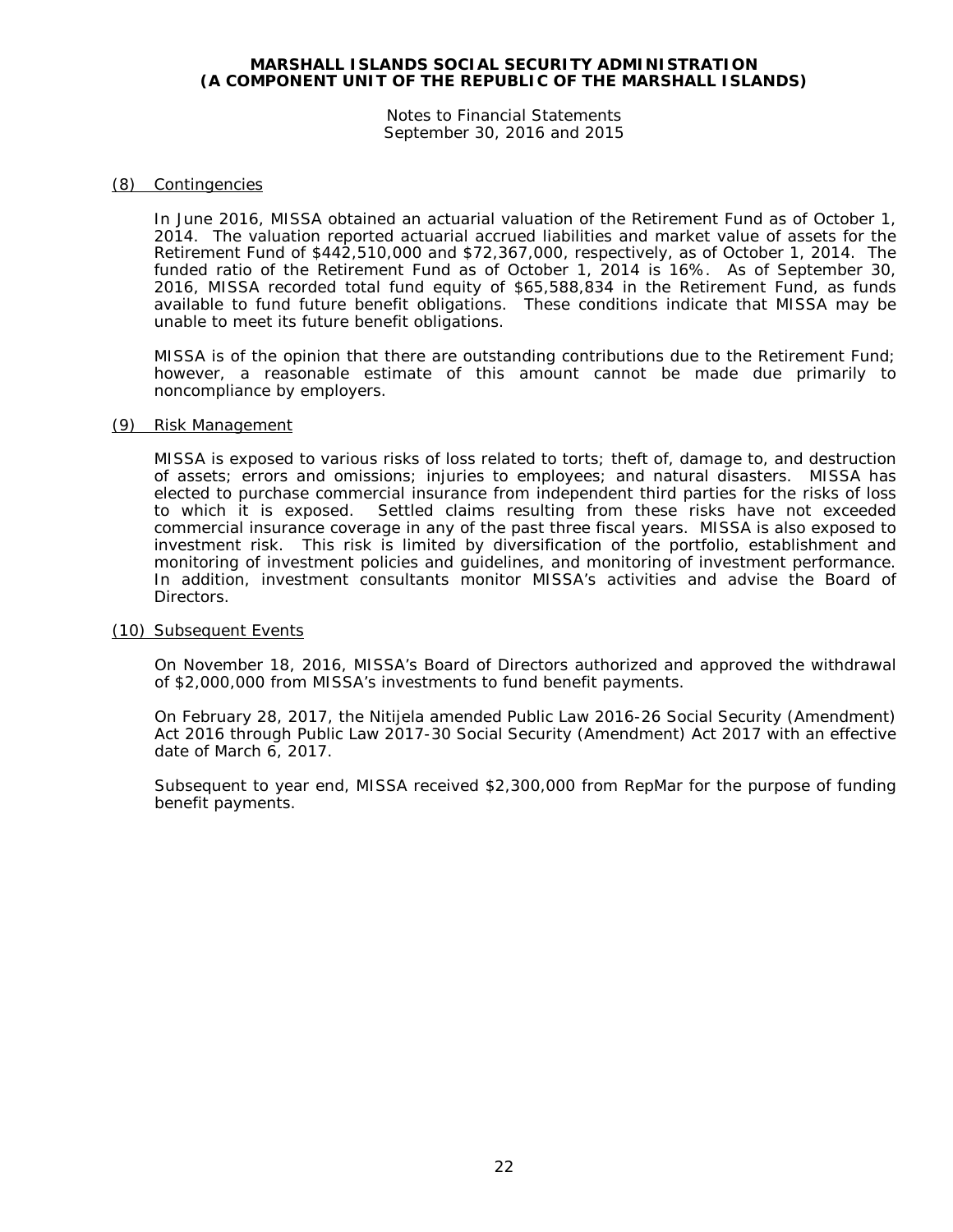## (8) Contingencies

In June 2016, MISSA obtained an actuarial valuation of the Retirement Fund as of October 1, 2014. The valuation reported actuarial accrued liabilities and market value of assets for the Retirement Fund of $442,510,000 and $72,367,000, respectively, as of October 1, 2014. The funded ratio of the Retirement Fund as of October 1, 2014 is 16%. As of September 30, 2016, MISSA recorded total fund equity of $65,588,834 in the Retirement Fund, as funds available to fund future benefit obligations. These conditions indicate that MISSA may be unable to meet its future benefit obligations.

MISSA is of the opinion that there are outstanding contributions due to the Retirement Fund; however, a reasonable estimate of this amount cannot be made due primarily to noncompliance by employers.

## (9) Risk Management

MISSA is exposed to various risks of loss related to torts; theft of, damage to, and destruction of assets; errors and omissions; injuries to employees; and natural disasters. MISSA has elected to purchase commercial insurance from independent third parties for the risks of loss to which it is exposed. Settled claims resulting from these risks have not exceeded commercial insurance coverage in any of the past three fiscal years. MISSA is also exposed to investment risk. This risk is limited by diversification of the portfolio, establishment and monitoring of investment policies and guidelines, and monitoring of investment performance. In addition, investment consultants monitor MISSA's activities and advise the Board of Directors.

## (10) Subsequent Events

On November 18, 2016, MISSA's Board of Directors authorized and approved the withdrawal of $2,000,000 from MISSA's investments to fund benefit payments.

On February 28, 2017, the Nitijela amended Public Law 2016-26 Social Security (Amendment) Act 2016 through Public Law 2017-30 Social Security (Amendment) Act 2017 with an effective date of March 6, 2017.

Subsequent to year end, MISSA received $2,300,000 from RepMar for the purpose of funding benefit payments.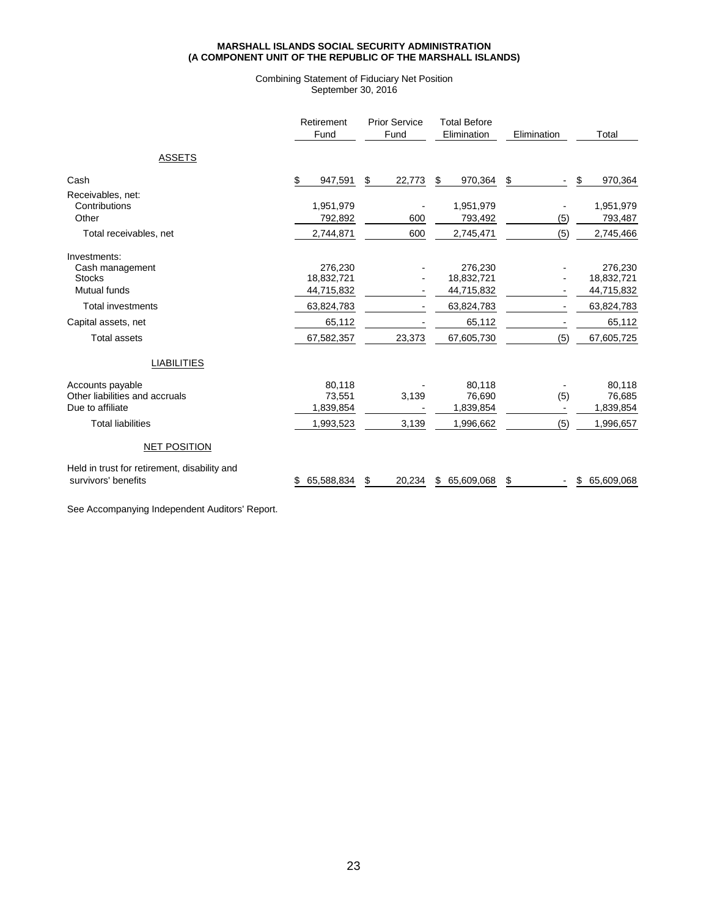**MARSHALL ISLANDS SOCIAL SECURITY ADMINISTRATION**
**(A COMPONENT UNIT OF THE REPUBLIC OF THE MARSHALL ISLANDS)**

Combining Statement of Fiduciary Net Position
September 30, 2016

| | Retirement Fund | Prior Service Fund | Total Before Elimination | Elimination | Total |
|---|---|---|---|---|---|
| **ASSETS** | | | | | |
| Cash | $ 947,591 | $ 22,773 | $ 970,364 | $ - | $ 970,364 |
| Receivables, net: | | | | | |
| Contributions | 1,951,979 | - | 1,951,979 | - | 1,951,979 |
| Other | 792,892 | 600 | 793,492 | (5) | 793,487 |
| Total receivables, net | 2,744,871 | 600 | 2,745,471 | (5) | 2,745,466 |
| Investments: | | | | | |
| Cash management | 276,230 | - | 276,230 | - | 276,230 |
| Stocks | 18,832,721 | - | 18,832,721 | - | 18,832,721 |
| Mutual funds | 44,715,832 | - | 44,715,832 | - | 44,715,832 |
| Total investments | 63,824,783 | - | 63,824,783 | - | 63,824,783 |
| Capital assets, net | 65,112 | - | 65,112 | - | 65,112 |
| Total assets | 67,582,357 | 23,373 | 67,605,730 | (5) | 67,605,725 |
| **LIABILITIES** | | | | | |
| Accounts payable | 80,118 | - | 80,118 | - | 80,118 |
| Other liabilities and accruals | 73,551 | 3,139 | 76,690 | (5) | 76,685 |
| Due to affiliate | 1,839,854 | - | 1,839,854 | - | 1,839,854 |
| Total liabilities | 1,993,523 | 3,139 | 1,996,662 | (5) | 1,996,657 |
| **NET POSITION** | | | | | |
| Held in trust for retirement, disability and survivors' benefits | $ 65,588,834 | $ 20,234 | $ 65,609,068 | $ - | $ 65,609,068 |

See Accompanying Independent Auditors' Report.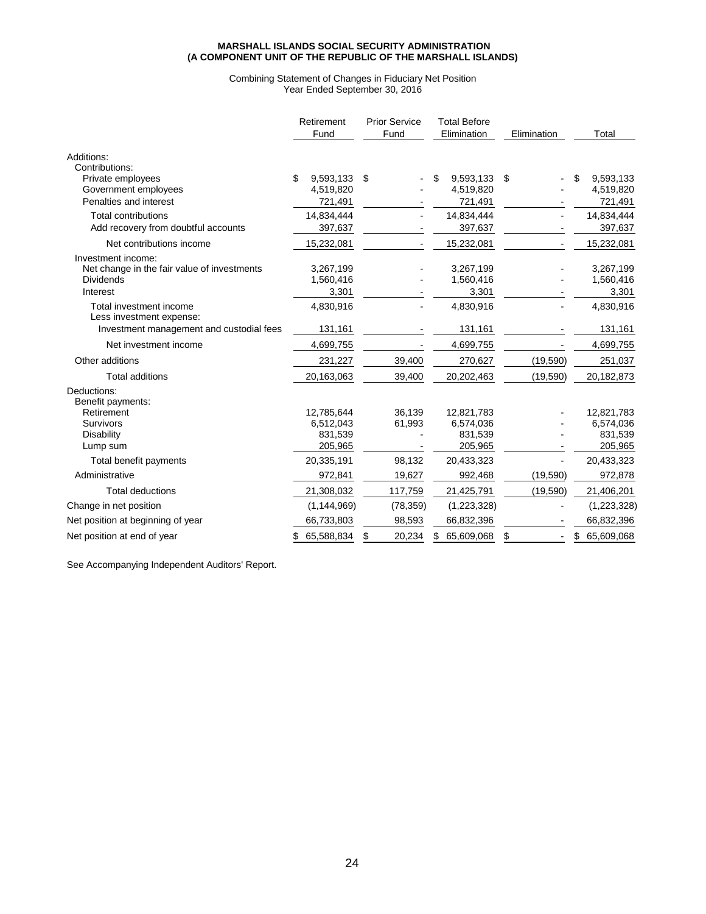**MARSHALL ISLANDS SOCIAL SECURITY ADMINISTRATION**
**(A COMPONENT UNIT OF THE REPUBLIC OF THE MARSHALL ISLANDS)**

Combining Statement of Changes in Fiduciary Net Position
Year Ended September 30, 2016

| | Retirement Fund | Prior Service Fund | Total Before Elimination | Elimination | Total |
|---|---|---|---|---|---|
| Additions: | | | | | |
| Contributions: | | | | | |
| Private employees | $ 9,593,133 | $ - | $ 9,593,133 | $ - | $ 9,593,133 |
| Government employees | 4,519,820 | - | 4,519,820 | - | 4,519,820 |
| Penalties and interest | 721,491 | - | 721,491 | - | 721,491 |
| Total contributions | 14,834,444 | - | 14,834,444 | - | 14,834,444 |
| Add recovery from doubtful accounts | 397,637 | - | 397,637 | - | 397,637 |
| Net contributions income | 15,232,081 | - | 15,232,081 | - | 15,232,081 |
| Investment income: | | | | | |
| Net change in the fair value of investments | 3,267,199 | - | 3,267,199 | - | 3,267,199 |
| Dividends | 1,560,416 | - | 1,560,416 | - | 1,560,416 |
| Interest | 3,301 | - | 3,301 | - | 3,301 |
| Total investment income | 4,830,916 | - | 4,830,916 | - | 4,830,916 |
| Less investment expense: | | | | | |
| Investment management and custodial fees | 131,161 | - | 131,161 | - | 131,161 |
| Net investment income | 4,699,755 | - | 4,699,755 | - | 4,699,755 |
| Other additions | 231,227 | 39,400 | 270,627 | (19,590) | 251,037 |
| Total additions | 20,163,063 | 39,400 | 20,202,463 | (19,590) | 20,182,873 |
| Deductions: | | | | | |
| Benefit payments: | | | | | |
| Retirement | 12,785,644 | 36,139 | 12,821,783 | - | 12,821,783 |
| Survivors | 6,512,043 | 61,993 | 6,574,036 | - | 6,574,036 |
| Disability | 831,539 | - | 831,539 | - | 831,539 |
| Lump sum | 205,965 | - | 205,965 | - | 205,965 |
| Total benefit payments | 20,335,191 | 98,132 | 20,433,323 | - | 20,433,323 |
| Administrative | 972,841 | 19,627 | 992,468 | (19,590) | 972,878 |
| Total deductions | 21,308,032 | 117,759 | 21,425,791 | (19,590) | 21,406,201 |
| Change in net position | (1,144,969) | (78,359) | (1,223,328) | - | (1,223,328) |
| Net position at beginning of year | 66,733,803 | 98,593 | 66,832,396 | - | 66,832,396 |
| Net position at end of year | $ 65,588,834 | $ 20,234 | $ 65,609,068 | $ - | $ 65,609,068 |

See Accompanying Independent Auditors' Report.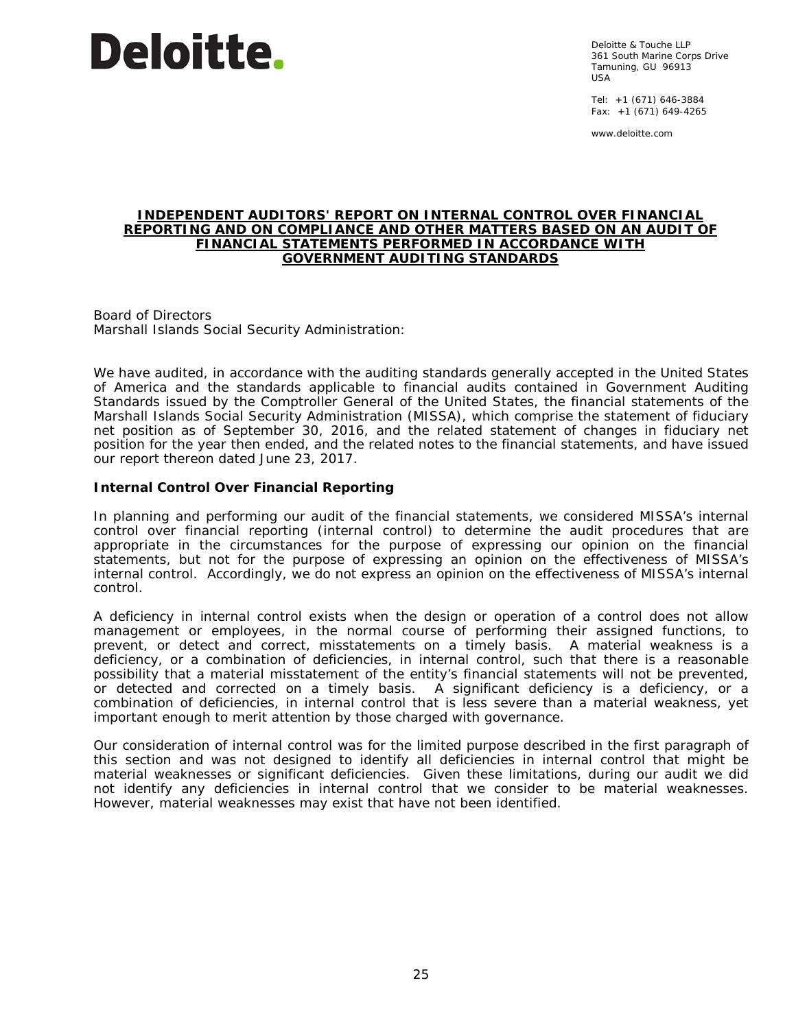Deloitte.

Deloitte & Touche LLP
361 South Marine Corps Drive
Tamuning, GU 96913
USA

Tel: +1 (671) 646-3884
Fax: +1 (671) 649-4265

www.deloitte.com

**INDEPENDENT AUDITORS' REPORT ON INTERNAL CONTROL OVER FINANCIAL REPORTING AND ON COMPLIANCE AND OTHER MATTERS BASED ON AN AUDIT OF FINANCIAL STATEMENTS PERFORMED IN ACCORDANCE WITH GOVERNMENT AUDITING STANDARDS**

Board of Directors
Marshall Islands Social Security Administration:

We have audited, in accordance with the auditing standards generally accepted in the United States of America and the standards applicable to financial audits contained in Government Auditing Standards issued by the Comptroller General of the United States, the financial statements of the Marshall Islands Social Security Administration (MISSA), which comprise the statement of fiduciary net position as of September 30, 2016, and the related statement of changes in fiduciary net position for the year then ended, and the related notes to the financial statements, and have issued our report thereon dated June 23, 2017.

**Internal Control Over Financial Reporting**

In planning and performing our audit of the financial statements, we considered MISSA's internal control over financial reporting (internal control) to determine the audit procedures that are appropriate in the circumstances for the purpose of expressing our opinion on the financial statements, but not for the purpose of expressing an opinion on the effectiveness of MISSA's internal control. Accordingly, we do not express an opinion on the effectiveness of MISSA's internal control.

A deficiency in internal control exists when the design or operation of a control does not allow management or employees, in the normal course of performing their assigned functions, to prevent, or detect and correct, misstatements on a timely basis. A material weakness is a deficiency, or a combination of deficiencies, in internal control, such that there is a reasonable possibility that a material misstatement of the entity's financial statements will not be prevented, or detected and corrected on a timely basis. A significant deficiency is a deficiency, or a combination of deficiencies, in internal control that is less severe than a material weakness, yet important enough to merit attention by those charged with governance.

Our consideration of internal control was for the limited purpose described in the first paragraph of this section and was not designed to identify all deficiencies in internal control that might be material weaknesses or significant deficiencies. Given these limitations, during our audit we did not identify any deficiencies in internal control that we consider to be material weaknesses. However, material weaknesses may exist that have not been identified.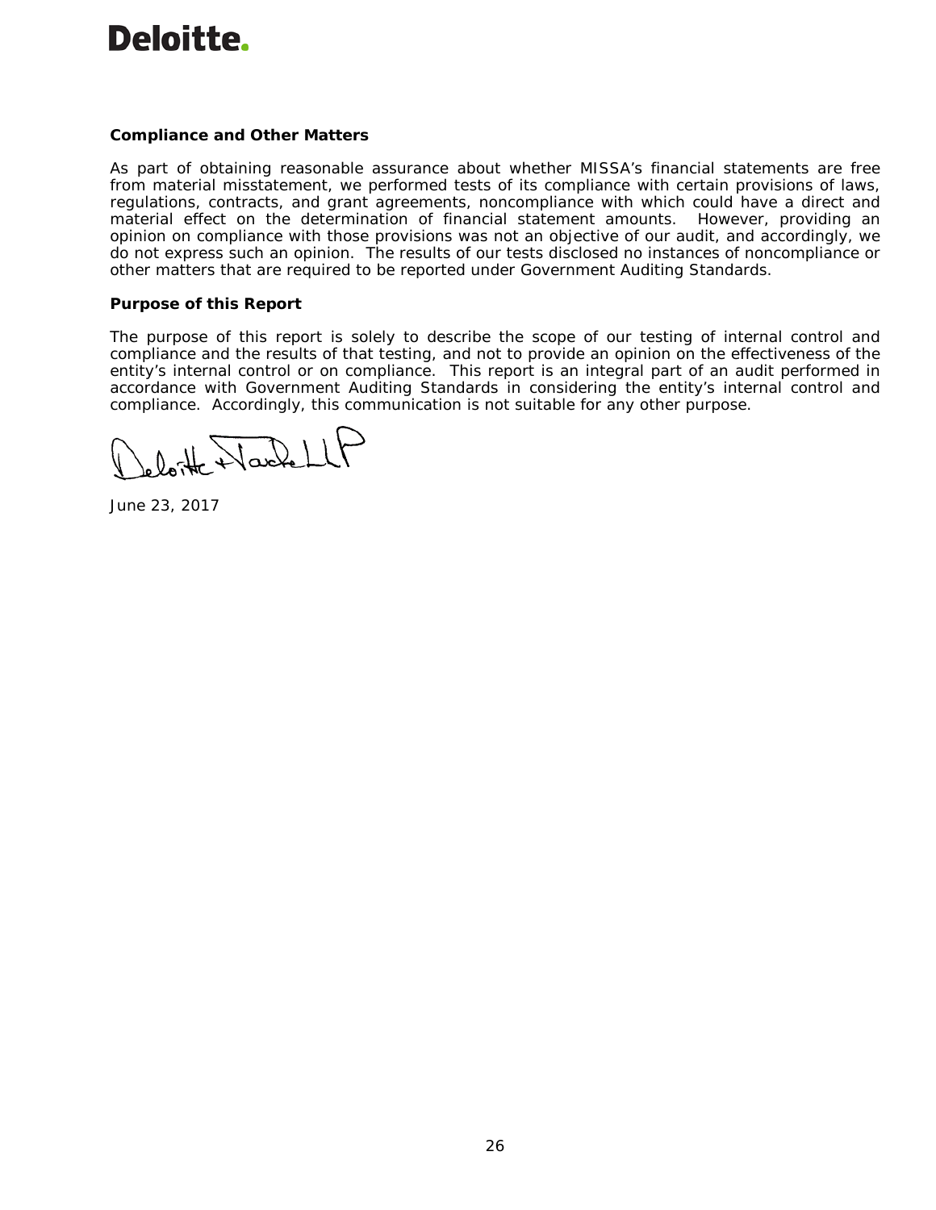**Deloitte.**

**Compliance and Other Matters**

As part of obtaining reasonable assurance about whether MISSA's financial statements are free from material misstatement, we performed tests of its compliance with certain provisions of laws, regulations, contracts, and grant agreements, noncompliance with which could have a direct and material effect on the determination of financial statement amounts. However, providing an opinion on compliance with those provisions was not an objective of our audit, and accordingly, we do not express such an opinion. The results of our tests disclosed no instances of noncompliance or other matters that are required to be reported under Government Auditing Standards.

**Purpose of this Report**

The purpose of this report is solely to describe the scope of our testing of internal control and compliance and the results of that testing, and not to provide an opinion on the effectiveness of the entity's internal control or on compliance. This report is an integral part of an audit performed in accordance with Government Auditing Standards in considering the entity's internal control and compliance. Accordingly, this communication is not suitable for any other purpose.

Deloitte & Touche LLP

June 23, 2017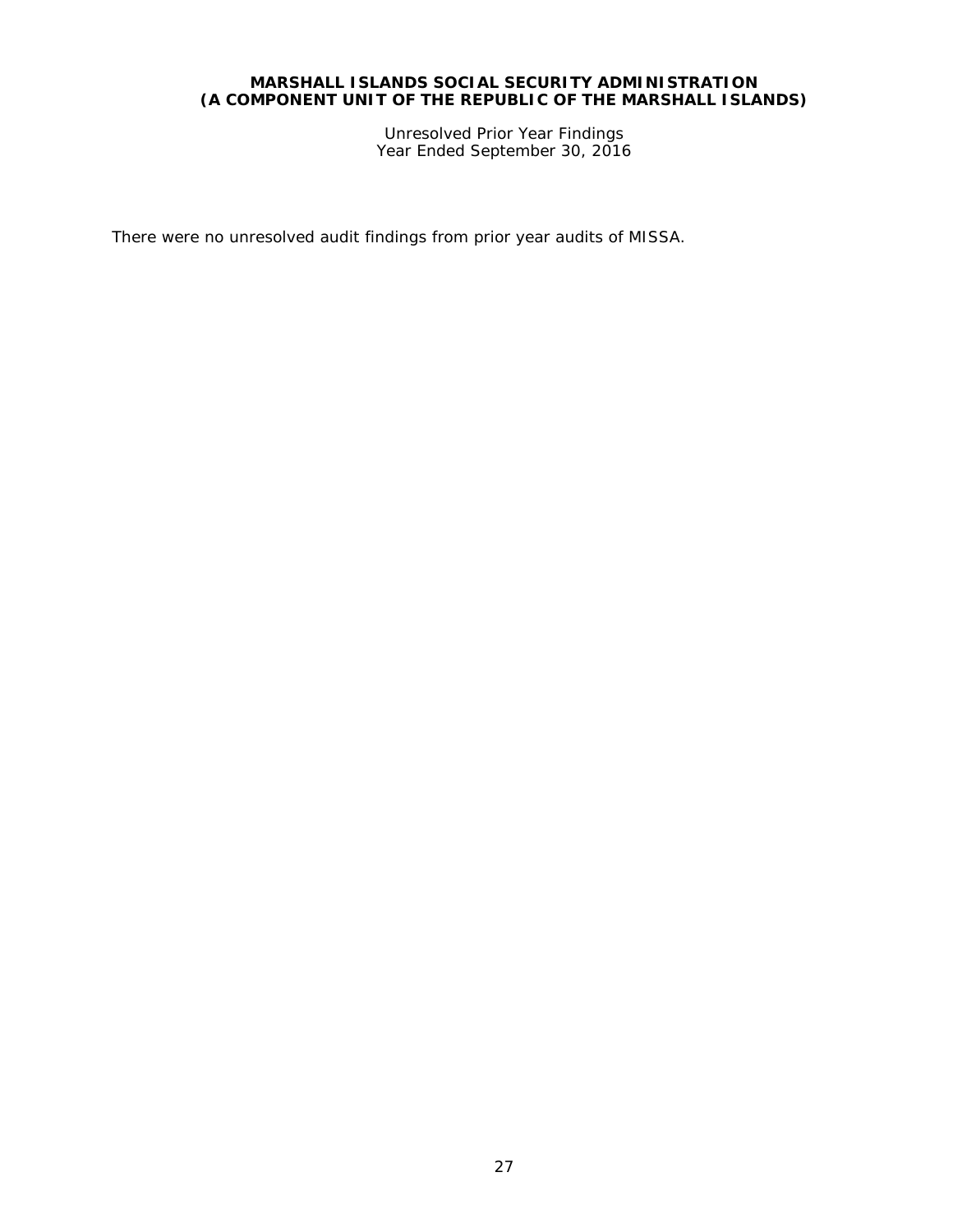**MARSHALL ISLANDS SOCIAL SECURITY ADMINISTRATION**
**(A COMPONENT UNIT OF THE REPUBLIC OF THE MARSHALL ISLANDS)**

Unresolved Prior Year Findings
Year Ended September 30, 2016

There were no unresolved audit findings from prior year audits of MISSA.